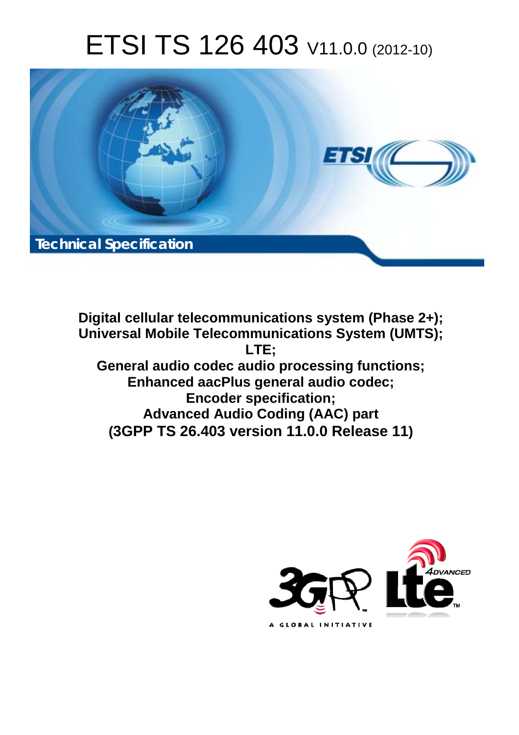# ETSI TS 126 403 V11.0.0 (2012-10)

Technical Specification

**Digital cellular telecommunications system (Phase 2+);
Universal Mobile Telecommunications System (UMTS);
LTE;
General audio codec audio processing functions;
Enhanced aacPlus general audio codec;
Encoder specification;
Advanced Audio Coding (AAC) part
(3GPP TS 26.403 version 11.0.0 Release 11)**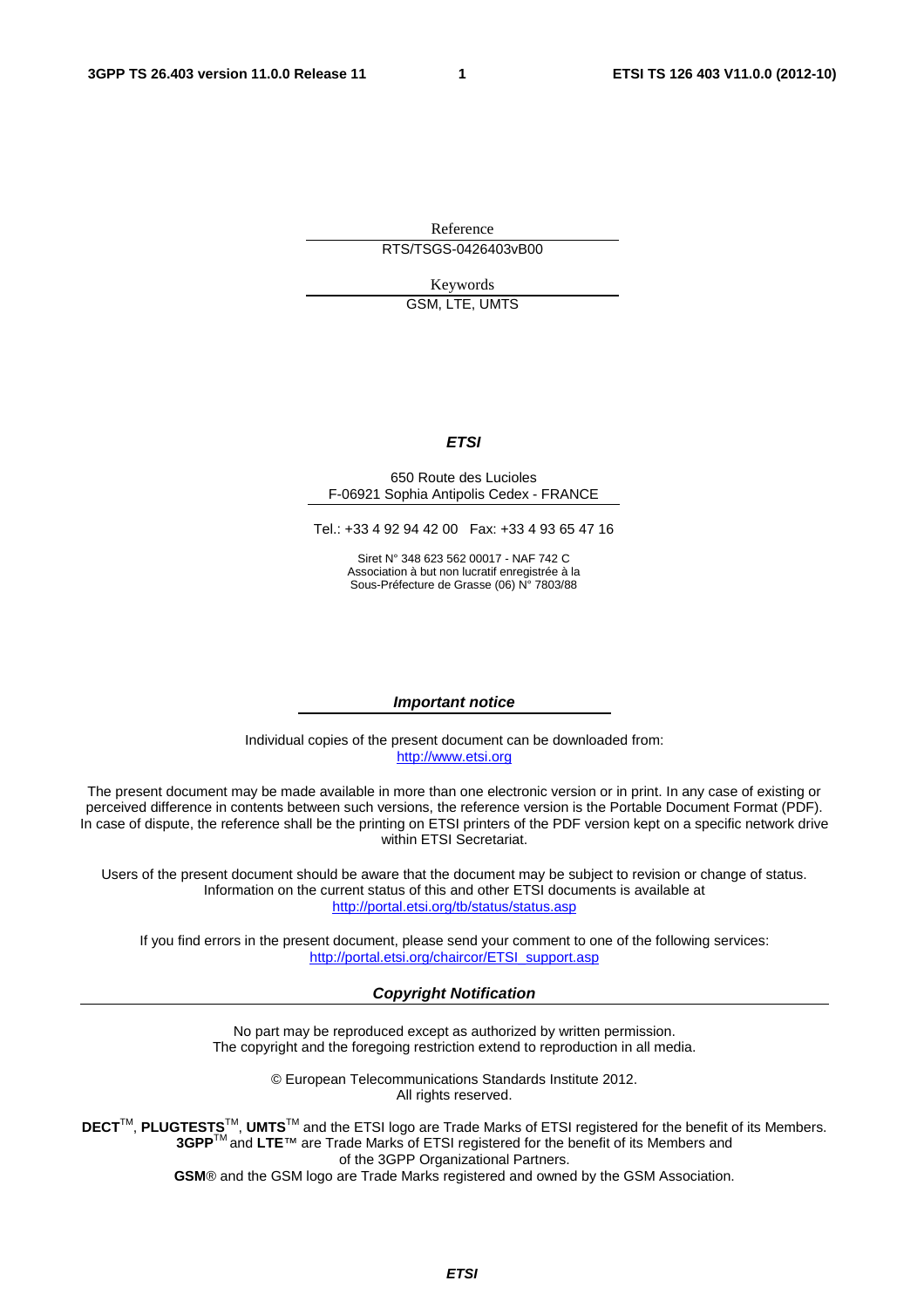Reference

RTS/TSGS-0426403vB00

Keywords

GSM, LTE, UMTS

***ETSI***

650 Route des Lucioles
F-06921 Sophia Antipolis Cedex - FRANCE

Tel.: +33 4 92 94 42 00 Fax: +33 4 93 65 47 16

Siret N° 348 623 562 00017 - NAF 742 C
Association à but non lucratif enregistrée à la
Sous-Préfecture de Grasse (06) N° 7803/88

***Important notice***

Individual copies of the present document can be downloaded from:
http://www.etsi.org

The present document may be made available in more than one electronic version or in print. In any case of existing or perceived difference in contents between such versions, the reference version is the Portable Document Format (PDF). In case of dispute, the reference shall be the printing on ETSI printers of the PDF version kept on a specific network drive within ETSI Secretariat.

Users of the present document should be aware that the document may be subject to revision or change of status. Information on the current status of this and other ETSI documents is available at
http://portal.etsi.org/tb/status/status.asp

If you find errors in the present document, please send your comment to one of the following services:
http://portal.etsi.org/chaircor/ETSI_support.asp

***Copyright Notification***

No part may be reproduced except as authorized by written permission.
The copyright and the foregoing restriction extend to reproduction in all media.

© European Telecommunications Standards Institute 2012.
All rights reserved.

**DECT**™, **PLUGTESTS**™, **UMTS**™ and the ETSI logo are Trade Marks of ETSI registered for the benefit of its Members.
**3GPP**™ and **LTE**™ are Trade Marks of ETSI registered for the benefit of its Members and of the 3GPP Organizational Partners.
**GSM**® and the GSM logo are Trade Marks registered and owned by the GSM Association.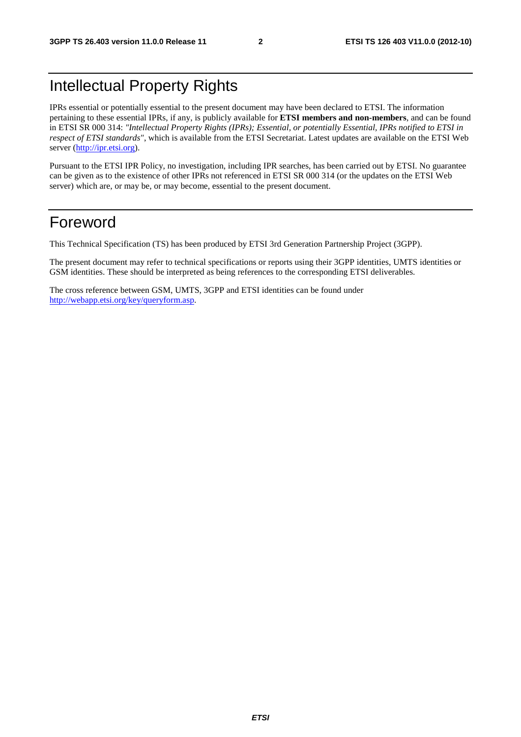# Intellectual Property Rights

IPRs essential or potentially essential to the present document may have been declared to ETSI. The information pertaining to these essential IPRs, if any, is publicly available for **ETSI members and non-members**, and can be found in ETSI SR 000 314: *"Intellectual Property Rights (IPRs); Essential, or potentially Essential, IPRs notified to ETSI in respect of ETSI standards"*, which is available from the ETSI Secretariat. Latest updates are available on the ETSI Web server (http://ipr.etsi.org).

Pursuant to the ETSI IPR Policy, no investigation, including IPR searches, has been carried out by ETSI. No guarantee can be given as to the existence of other IPRs not referenced in ETSI SR 000 314 (or the updates on the ETSI Web server) which are, or may be, or may become, essential to the present document.

# Foreword

This Technical Specification (TS) has been produced by ETSI 3rd Generation Partnership Project (3GPP).

The present document may refer to technical specifications or reports using their 3GPP identities, UMTS identities or GSM identities. These should be interpreted as being references to the corresponding ETSI deliverables.

The cross reference between GSM, UMTS, 3GPP and ETSI identities can be found under http://webapp.etsi.org/key/queryform.asp.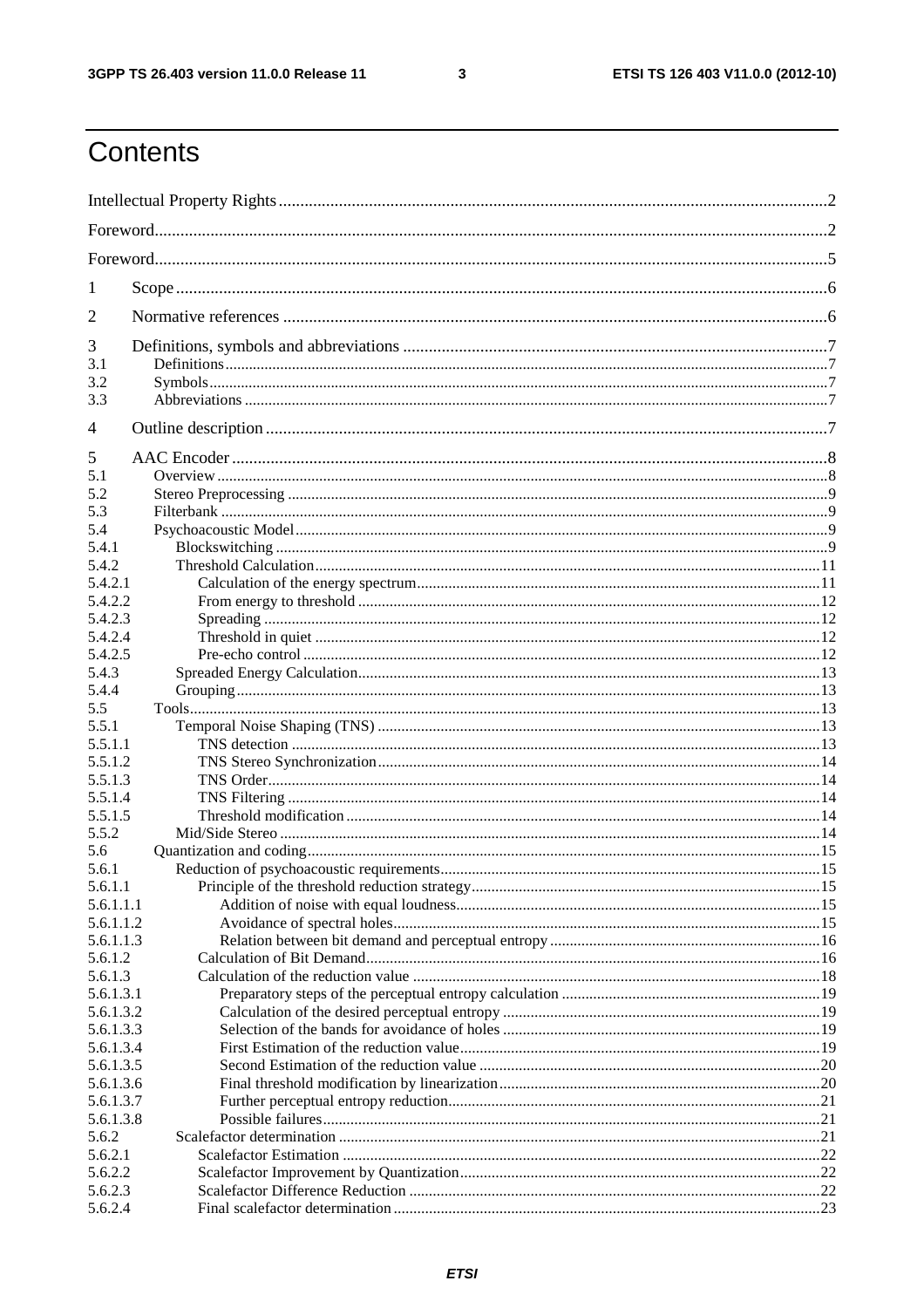# Contents

Intellectual Property Rights ........................................................................................................................2

Foreword.......................................................................................................................................................2

Foreword.......................................................................................................................................................5

1 Scope ........................................................................................................................................................6

2 Normative references ...............................................................................................................................6

3 Definitions, symbols and abbreviations ....................................................................................................7

3.1 Definitions..............................................................................................................................................7

3.2 Symbols..................................................................................................................................................7

3.3 Abbreviations .........................................................................................................................................7

4 Outline description ...................................................................................................................................7

5 AAC Encoder ...........................................................................................................................................8

5.1 Overview ................................................................................................................................................8

5.2 Stereo Preprocessing ..............................................................................................................................9

5.3 Filterbank ...............................................................................................................................................9

5.4 Psychoacoustic Model............................................................................................................................9

5.4.1 Blockswitching ....................................................................................................................................9

5.4.2 Threshold Calculation.........................................................................................................................11

5.4.2.1 Calculation of the energy spectrum.................................................................................................11

5.4.2.2 From energy to threshold ...............................................................................................................12

5.4.2.3 Spreading .......................................................................................................................................12

5.4.2.4 Threshold in quiet ..........................................................................................................................12

5.4.2.5 Pre-echo control .............................................................................................................................12

5.4.3 Spreaded Energy Calculation..............................................................................................................13

5.4.4 Grouping.............................................................................................................................................13

5.5 Tools......................................................................................................................................................13

5.5.1 Temporal Noise Shaping (TNS) ..........................................................................................................13

5.5.1.1 TNS detection ................................................................................................................................13

5.5.1.2 TNS Stereo Synchronization..........................................................................................................14

5.5.1.3 TNS Order......................................................................................................................................14

5.5.1.4 TNS Filtering .................................................................................................................................14

5.5.1.5 Threshold modification ..................................................................................................................14

5.5.2 Mid/Side Stereo ..................................................................................................................................14

5.6 Quantization and coding........................................................................................................................15

5.6.1 Reduction of psychoacoustic requirements..........................................................................................15

5.6.1.1 Principle of the threshold reduction strategy...................................................................................15

5.6.1.1.1 Addition of noise with equal loudness.......................................................................................15

5.6.1.1.2 Avoidance of spectral holes.......................................................................................................15

5.6.1.1.3 Relation between bit demand and perceptual entropy ...............................................................16

5.6.1.2 Calculation of Bit Demand.............................................................................................................16

5.6.1.3 Calculation of the reduction value .................................................................................................18

5.6.1.3.1 Preparatory steps of the perceptual entropy calculation ............................................................19

5.6.1.3.2 Calculation of the desired perceptual entropy ...........................................................................19

5.6.1.3.3 Selection of the bands for avoidance of holes ...........................................................................19

5.6.1.3.4 First Estimation of the reduction value......................................................................................19

5.6.1.3.5 Second Estimation of the reduction value .................................................................................20

5.6.1.3.6 Final threshold modification by linearization............................................................................20

5.6.1.3.7 Further perceptual entropy reduction.........................................................................................21

5.6.1.3.8 Possible failures.........................................................................................................................21

5.6.2 Scalefactor determination ...................................................................................................................21

5.6.2.1 Scalefactor Estimation ...................................................................................................................22

5.6.2.2 Scalefactor Improvement by Quantization......................................................................................22

5.6.2.3 Scalefactor Difference Reduction ..................................................................................................22

5.6.2.4 Final scalefactor determination......................................................................................................23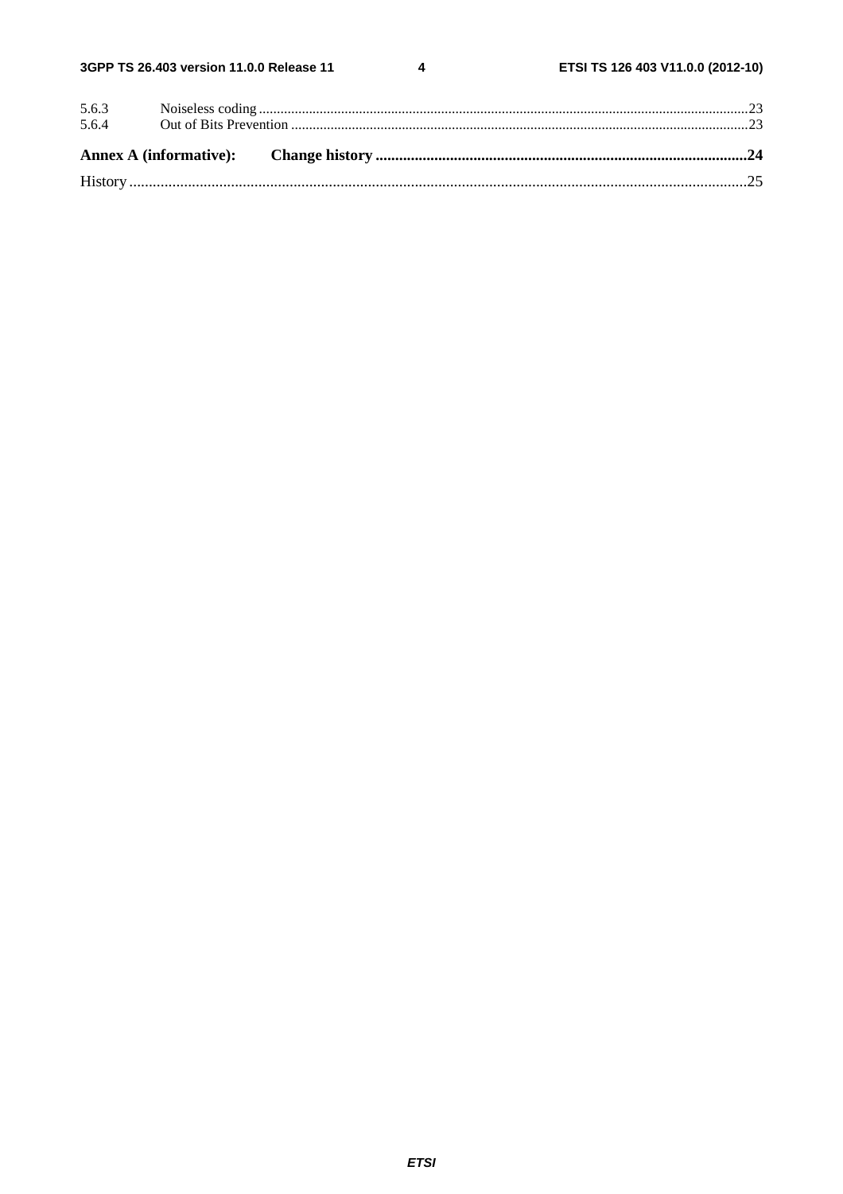5.6.3 Noiseless coding ........................................................................................................................................23
5.6.4 Out of Bits Prevention ..............................................................................................................................23

**Annex A (informative): Change history ..............................................................................................24**

History ..............................................................................................................................................................25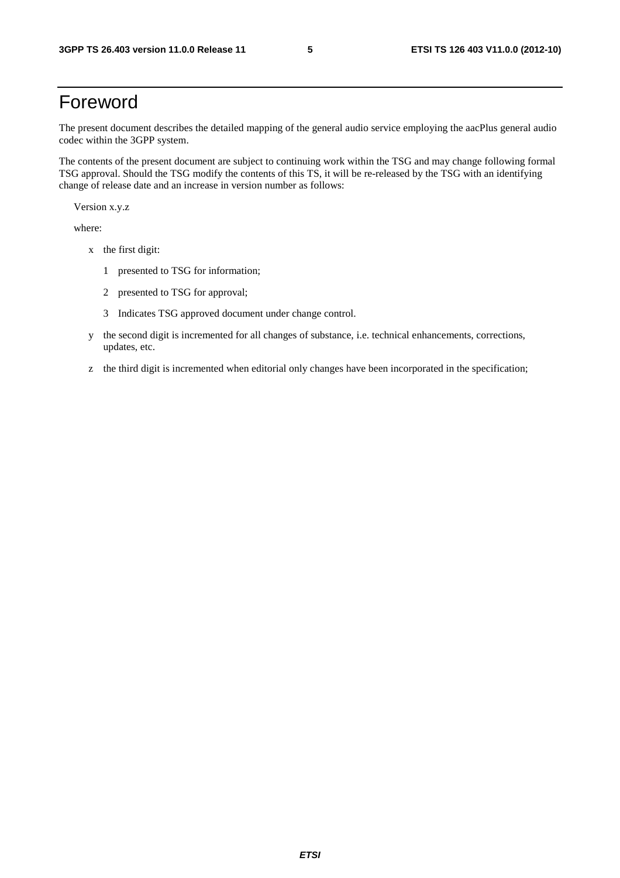# Foreword

The present document describes the detailed mapping of the general audio service employing the aacPlus general audio codec within the 3GPP system.

The contents of the present document are subject to continuing work within the TSG and may change following formal TSG approval. Should the TSG modify the contents of this TS, it will be re-released by the TSG with an identifying change of release date and an increase in version number as follows:

Version x.y.z

where:

x the first digit:

1 presented to TSG for information;

2 presented to TSG for approval;

3 Indicates TSG approved document under change control.

y the second digit is incremented for all changes of substance, i.e. technical enhancements, corrections, updates, etc.

z the third digit is incremented when editorial only changes have been incorporated in the specification;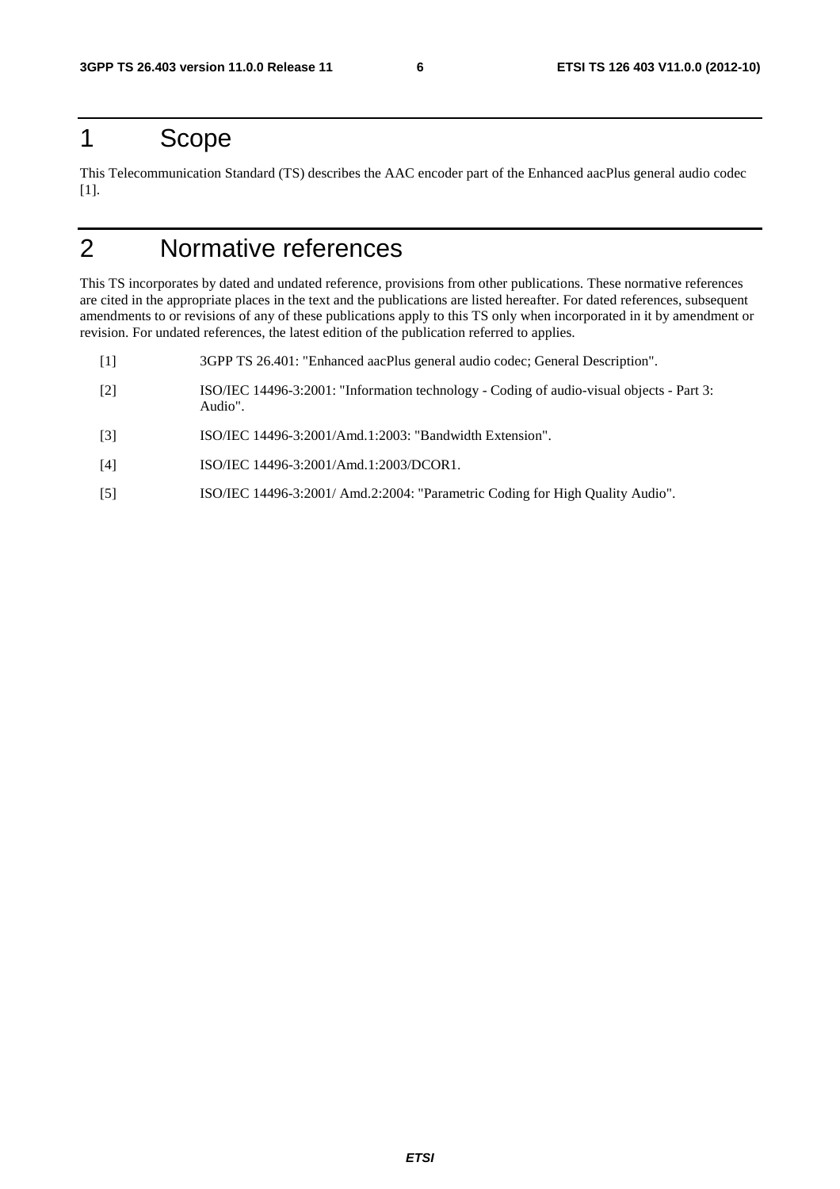# 1 Scope

This Telecommunication Standard (TS) describes the AAC encoder part of the Enhanced aacPlus general audio codec [1].

# 2 Normative references

This TS incorporates by dated and undated reference, provisions from other publications. These normative references are cited in the appropriate places in the text and the publications are listed hereafter. For dated references, subsequent amendments to or revisions of any of these publications apply to this TS only when incorporated in it by amendment or revision. For undated references, the latest edition of the publication referred to applies.

[1] 3GPP TS 26.401: "Enhanced aacPlus general audio codec; General Description".

[2] ISO/IEC 14496-3:2001: "Information technology - Coding of audio-visual objects - Part 3: Audio".

[3] ISO/IEC 14496-3:2001/Amd.1:2003: "Bandwidth Extension".

[4] ISO/IEC 14496-3:2001/Amd.1:2003/DCOR1.

[5] ISO/IEC 14496-3:2001/ Amd.2:2004: "Parametric Coding for High Quality Audio".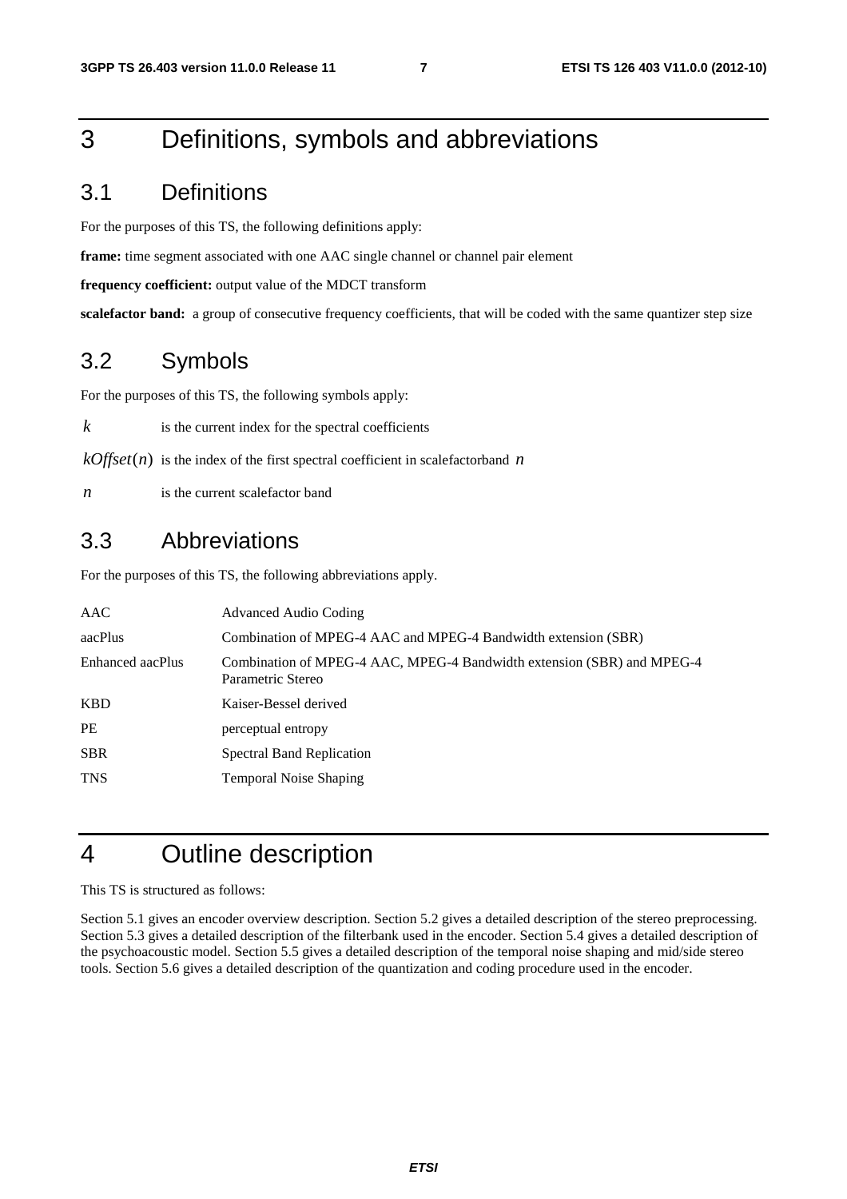# 3 Definitions, symbols and abbreviations

## 3.1 Definitions

For the purposes of this TS, the following definitions apply:

**frame:** time segment associated with one AAC single channel or channel pair element

**frequency coefficient:** output value of the MDCT transform

**scalefactor band:** a group of consecutive frequency coefficients, that will be coded with the same quantizer step size

## 3.2 Symbols

For the purposes of this TS, the following symbols apply:

$k$ is the current index for the spectral coefficients

$kOffset(n)$ is the index of the first spectral coefficient in scalefactorband $n$

$n$ is the current scalefactor band

## 3.3 Abbreviations

For the purposes of this TS, the following abbreviations apply.

| | |
|---|---|
| AAC | Advanced Audio Coding |
| aacPlus | Combination of MPEG-4 AAC and MPEG-4 Bandwidth extension (SBR) |
| Enhanced aacPlus | Combination of MPEG-4 AAC, MPEG-4 Bandwidth extension (SBR) and MPEG-4 Parametric Stereo |
| KBD | Kaiser-Bessel derived |
| PE | perceptual entropy |
| SBR | Spectral Band Replication |
| TNS | Temporal Noise Shaping |

# 4 Outline description

This TS is structured as follows:

Section 5.1 gives an encoder overview description. Section 5.2 gives a detailed description of the stereo preprocessing. Section 5.3 gives a detailed description of the filterbank used in the encoder. Section 5.4 gives a detailed description of the psychoacoustic model. Section 5.5 gives a detailed description of the temporal noise shaping and mid/side stereo tools. Section 5.6 gives a detailed description of the quantization and coding procedure used in the encoder.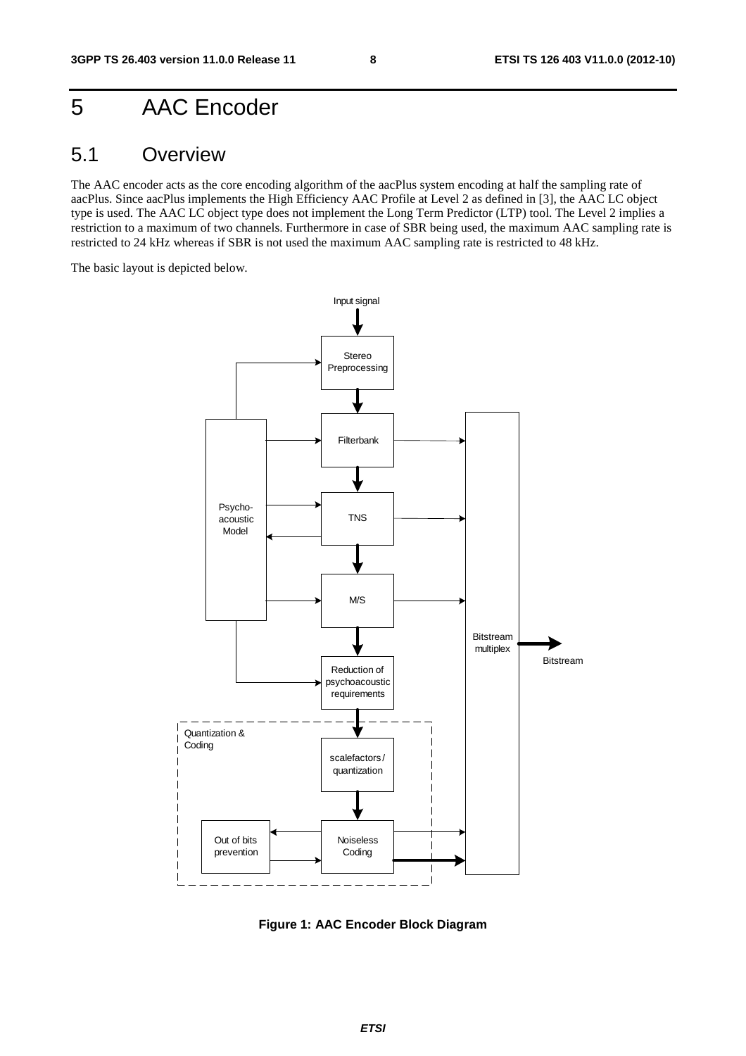# 5 AAC Encoder

## 5.1 Overview

The AAC encoder acts as the core encoding algorithm of the aacPlus system encoding at half the sampling rate of aacPlus. Since aacPlus implements the High Efficiency AAC Profile at Level 2 as defined in [3], the AAC LC object type is used. The AAC LC object type does not implement the Long Term Predictor (LTP) tool. The Level 2 implies a restriction to a maximum of two channels. Furthermore in case of SBR being used, the maximum AAC sampling rate is restricted to 24 kHz whereas if SBR is not used the maximum AAC sampling rate is restricted to 48 kHz.

The basic layout is depicted below.

**Figure 1: AAC Encoder Block Diagram**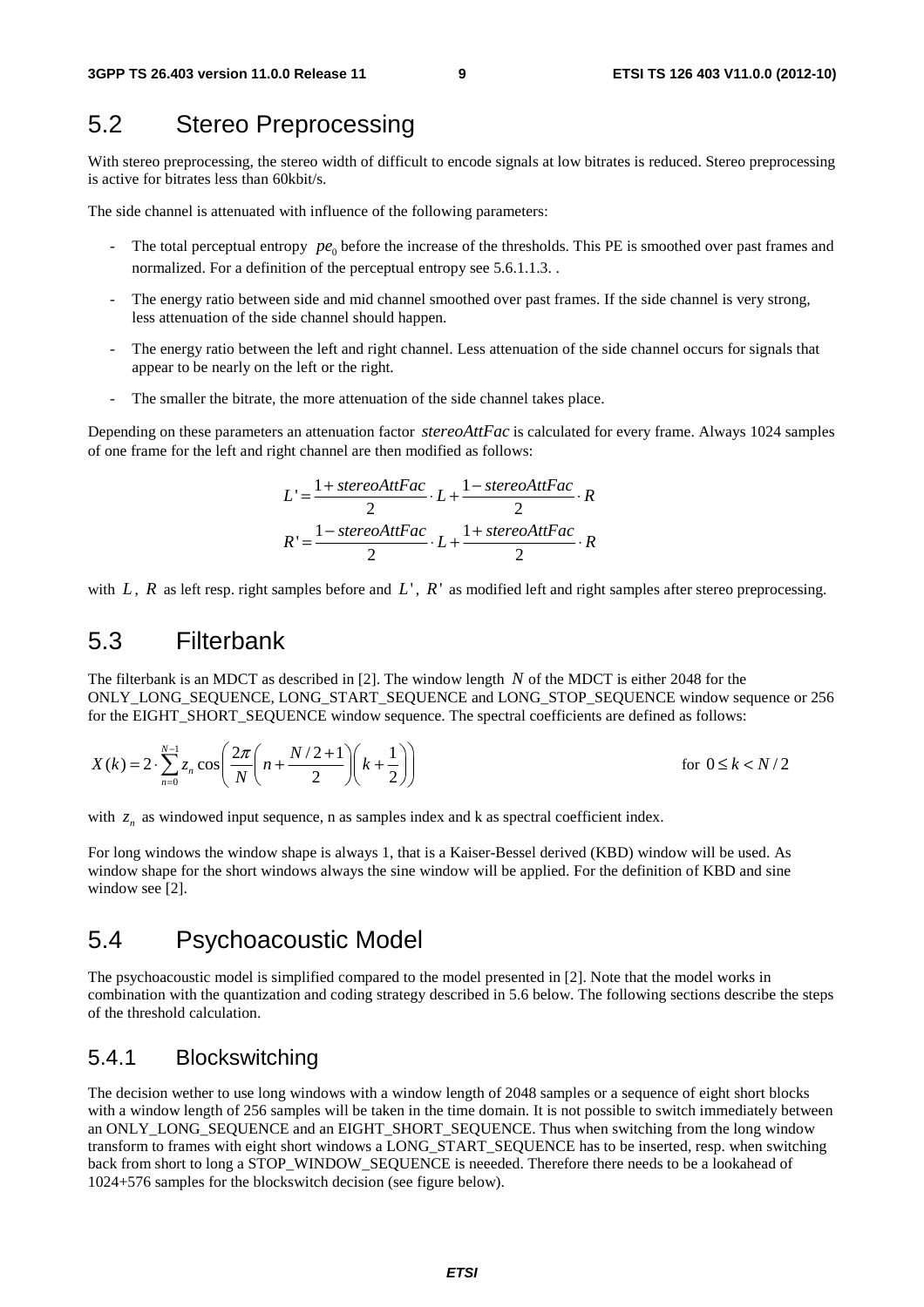## 5.2 Stereo Preprocessing

With stereo preprocessing, the stereo width of difficult to encode signals at low bitrates is reduced. Stereo preprocessing is active for bitrates less than 60kbit/s.

The side channel is attenuated with influence of the following parameters:

- The total perceptual entropy $pe_0$ before the increase of the thresholds. This PE is smoothed over past frames and normalized. For a definition of the perceptual entropy see 5.6.1.1.3. .
- The energy ratio between side and mid channel smoothed over past frames. If the side channel is very strong, less attenuation of the side channel should happen.
- The energy ratio between the left and right channel. Less attenuation of the side channel occurs for signals that appear to be nearly on the left or the right.
- The smaller the bitrate, the more attenuation of the side channel takes place.

Depending on these parameters an attenuation factor $stereoAttFac$ is calculated for every frame. Always 1024 samples of one frame for the left and right channel are then modified as follows:

$$L' = \frac{1 + stereoAttFac}{2} \cdot L + \frac{1 - stereoAttFac}{2} \cdot R$$

$$R' = \frac{1 - stereoAttFac}{2} \cdot L + \frac{1 + stereoAttFac}{2} \cdot R$$

with $L$, $R$ as left resp. right samples before and $L'$, $R'$ as modified left and right samples after stereo preprocessing.

## 5.3 Filterbank

The filterbank is an MDCT as described in [2]. The window length $N$ of the MDCT is either 2048 for the ONLY_LONG_SEQUENCE, LONG_START_SEQUENCE and LONG_STOP_SEQUENCE window sequence or 256 for the EIGHT_SHORT_SEQUENCE window sequence. The spectral coefficients are defined as follows:

$$X(k) = 2 \cdot \sum_{n=0}^{N-1} z_n \cos\left(\frac{2\pi}{N}\left(n + \frac{N/2+1}{2}\right)\left(k + \frac{1}{2}\right)\right) \qquad \text{for } 0 \le k < N/2$$

with $z_n$ as windowed input sequence, n as samples index and k as spectral coefficient index.

For long windows the window shape is always 1, that is a Kaiser-Bessel derived (KBD) window will be used. As window shape for the short windows always the sine window will be applied. For the definition of KBD and sine window see [2].

## 5.4 Psychoacoustic Model

The psychoacoustic model is simplified compared to the model presented in [2]. Note that the model works in combination with the quantization and coding strategy described in 5.6 below. The following sections describe the steps of the threshold calculation.

### 5.4.1 Blockswitching

The decision wether to use long windows with a window length of 2048 samples or a sequence of eight short blocks with a window length of 256 samples will be taken in the time domain. It is not possible to switch immediately between an ONLY_LONG_SEQUENCE and an EIGHT_SHORT_SEQUENCE. Thus when switching from the long window transform to frames with eight short windows a LONG_START_SEQUENCE has to be inserted, resp. when switching back from short to long a STOP_WINDOW_SEQUENCE is neeeded. Therefore there needs to be a lookahead of 1024+576 samples for the blockswitch decision (see figure below).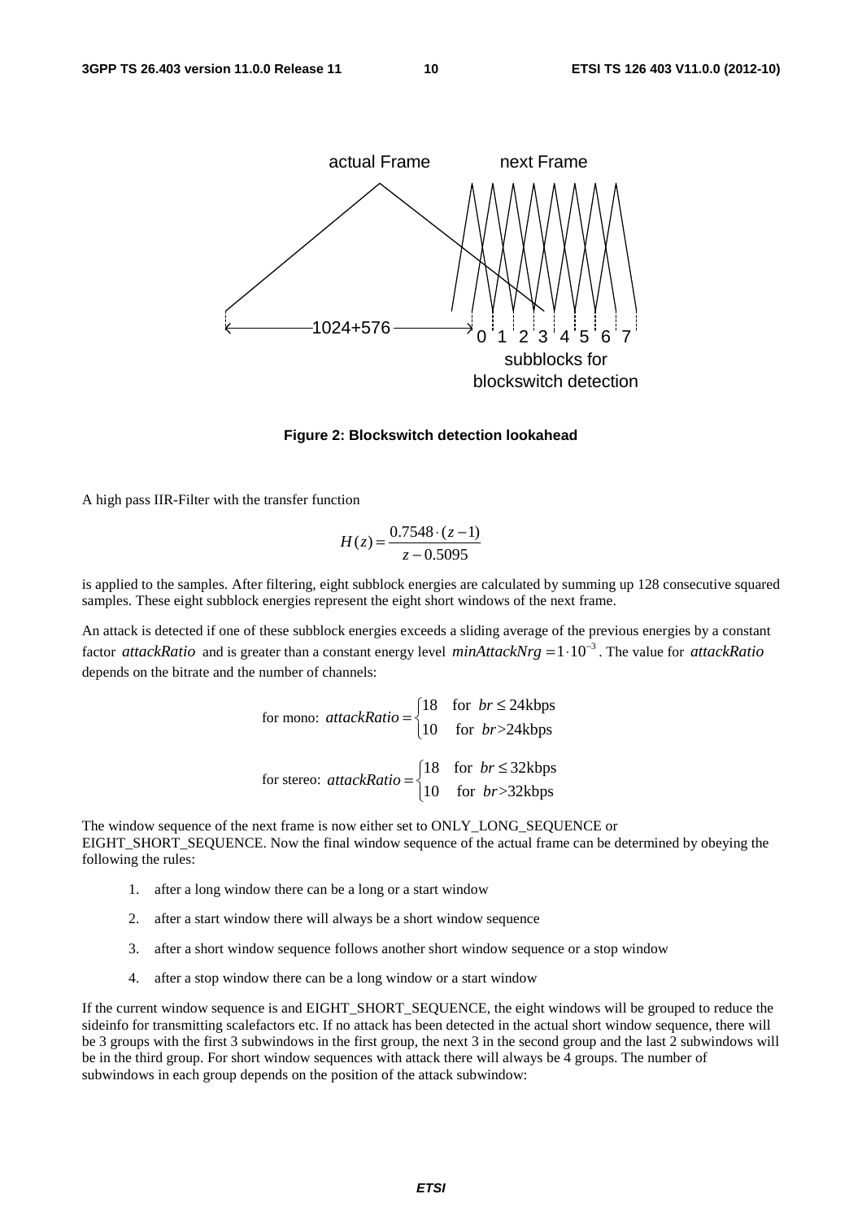actual Frame next Frame

1024+576

0 1 2 3 4 5 6 7

subblocks for blockswitch detection

**Figure 2: Blockswitch detection lookahead**

A high pass IIR-Filter with the transfer function

$$H(z) = \frac{0.7548 \cdot (z-1)}{z - 0.5095}$$

is applied to the samples. After filtering, eight subblock energies are calculated by summing up 128 consecutive squared samples. These eight subblock energies represent the eight short windows of the next frame.

An attack is detected if one of these subblock energies exceeds a sliding average of the previous energies by a constant factor $attackRatio$ and is greater than a constant energy level $minAttackNrg = 1 \cdot 10^{-3}$. The value for $attackRatio$ depends on the bitrate and the number of channels:

$$\text{for mono: } attackRatio = \begin{cases} 18 & \text{for } br \leq 24\text{kbps} \\ 10 & \text{for } br > 24\text{kbps} \end{cases}$$

$$\text{for stereo: } attackRatio = \begin{cases} 18 & \text{for } br \leq 32\text{kbps} \\ 10 & \text{for } br > 32\text{kbps} \end{cases}$$

The window sequence of the next frame is now either set to ONLY_LONG_SEQUENCE or EIGHT_SHORT_SEQUENCE. Now the final window sequence of the actual frame can be determined by obeying the following the rules:

1. after a long window there can be a long or a start window
2. after a start window there will always be a short window sequence
3. after a short window sequence follows another short window sequence or a stop window
4. after a stop window there can be a long window or a start window

If the current window sequence is and EIGHT_SHORT_SEQUENCE, the eight windows will be grouped to reduce the sideinfo for transmitting scalefactors etc. If no attack has been detected in the actual short window sequence, there will be 3 groups with the first 3 subwindows in the first group, the next 3 in the second group and the last 2 subwindows will be in the third group. For short window sequences with attack there will always be 4 groups. The number of subwindows in each group depends on the position of the attack subwindow: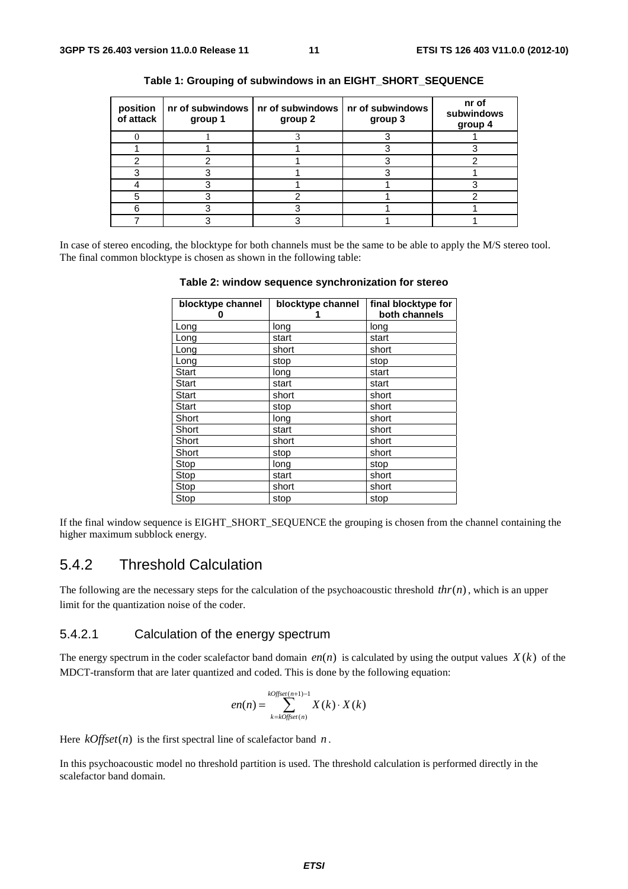**Table 1: Grouping of subwindows in an EIGHT_SHORT_SEQUENCE**

| position of attack | nr of subwindows group 1 | nr of subwindows group 2 | nr of subwindows group 3 | nr of subwindows group 4 |
|---|---|---|---|---|
| 0 | 1 | 3 | 3 | 1 |
| 1 | 1 | 1 | 3 | 3 |
| 2 | 2 | 1 | 3 | 2 |
| 3 | 3 | 1 | 3 | 1 |
| 4 | 3 | 1 | 1 | 3 |
| 5 | 3 | 2 | 1 | 2 |
| 6 | 3 | 3 | 1 | 1 |
| 7 | 3 | 3 | 1 | 1 |

In case of stereo encoding, the blocktype for both channels must be the same to be able to apply the M/S stereo tool. The final common blocktype is chosen as shown in the following table:

**Table 2: window sequence synchronization for stereo**

| blocktype channel 0 | blocktype channel 1 | final blocktype for both channels |
|---|---|---|
| Long | long | long |
| Long | start | start |
| Long | short | short |
| Long | stop | stop |
| Start | long | start |
| Start | start | start |
| Start | short | short |
| Start | stop | short |
| Short | long | short |
| Short | start | short |
| Short | short | short |
| Short | stop | short |
| Stop | long | stop |
| Stop | start | short |
| Stop | short | short |
| Stop | stop | stop |

If the final window sequence is EIGHT_SHORT_SEQUENCE the grouping is chosen from the channel containing the higher maximum subblock energy.

## 5.4.2 Threshold Calculation

The following are the necessary steps for the calculation of the psychoacoustic threshold $thr(n)$, which is an upper limit for the quantization noise of the coder.

### 5.4.2.1 Calculation of the energy spectrum

The energy spectrum in the coder scalefactor band domain $en(n)$ is calculated by using the output values $X(k)$ of the MDCT-transform that are later quantized and coded. This is done by the following equation:

$$en(n) = \sum_{k=kOffset(n)}^{kOffset(n+1)-1} X(k) \cdot X(k)$$

Here $kOffset(n)$ is the first spectral line of scalefactor band $n$.

In this psychoacoustic model no threshold partition is used. The threshold calculation is performed directly in the scalefactor band domain.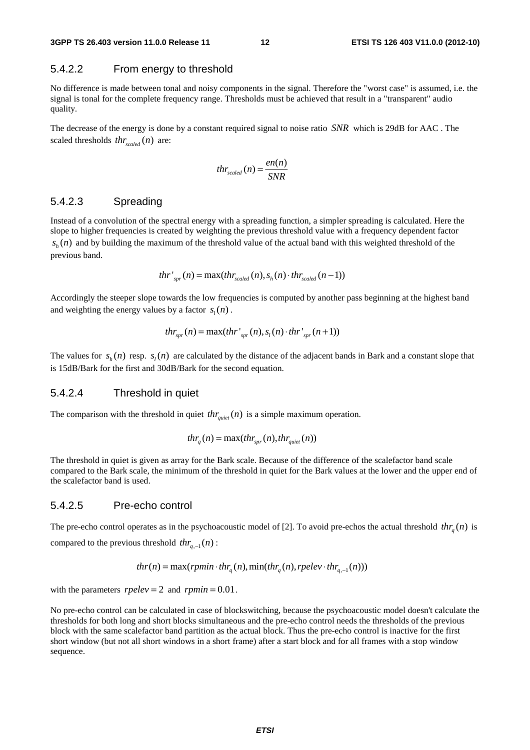#### 5.4.2.2 From energy to threshold

No difference is made between tonal and noisy components in the signal. Therefore the "worst case" is assumed, i.e. the signal is tonal for the complete frequency range. Thresholds must be achieved that result in a "transparent" audio quality.

The decrease of the energy is done by a constant required signal to noise ratio $SNR$ which is 29dB for AAC . The scaled thresholds $thr_{scaled}(n)$ are:

$$thr_{scaled}(n) = \frac{en(n)}{SNR}$$

#### 5.4.2.3 Spreading

Instead of a convolution of the spectral energy with a spreading function, a simpler spreading is calculated. Here the slope to higher frequencies is created by weighting the previous threshold value with a frequency dependent factor $s_h(n)$ and by building the maximum of the threshold value of the actual band with this weighted threshold of the previous band.

$$thr'_{spr}(n) = \max(thr_{scaled}(n), s_h(n) \cdot thr_{scaled}(n-1))$$

Accordingly the steeper slope towards the low frequencies is computed by another pass beginning at the highest band and weighting the energy values by a factor $s_l(n)$.

$$thr_{spr}(n) = \max(thr'_{spr}(n), s_l(n) \cdot thr'_{spr}(n+1))$$

The values for $s_h(n)$ resp. $s_l(n)$ are calculated by the distance of the adjacent bands in Bark and a constant slope that is 15dB/Bark for the first and 30dB/Bark for the second equation.

#### 5.4.2.4 Threshold in quiet

The comparison with the threshold in quiet $thr_{quiet}(n)$ is a simple maximum operation.

$$thr_q(n) = \max(thr_{spr}(n), thr_{quiet}(n))$$

The threshold in quiet is given as array for the Bark scale. Because of the difference of the scalefactor band scale compared to the Bark scale, the minimum of the threshold in quiet for the Bark values at the lower and the upper end of the scalefactor band is used.

#### 5.4.2.5 Pre-echo control

The pre-echo control operates as in the psychoacoustic model of [2]. To avoid pre-echos the actual threshold $thr_q(n)$ is compared to the previous threshold $thr_{q,-1}(n)$:

$$thr(n) = \max(rpmin \cdot thr_q(n), \min(thr_q(n), rpelev \cdot thr_{q,-1}(n)))$$

with the parameters $rpelev = 2$ and $rpmin = 0.01$.

No pre-echo control can be calculated in case of blockswitching, because the psychoacoustic model doesn't calculate the thresholds for both long and short blocks simultaneous and the pre-echo control needs the thresholds of the previous block with the same scalefactor band partition as the actual block. Thus the pre-echo control is inactive for the first short window (but not all short windows in a short frame) after a start block and for all frames with a stop window sequence.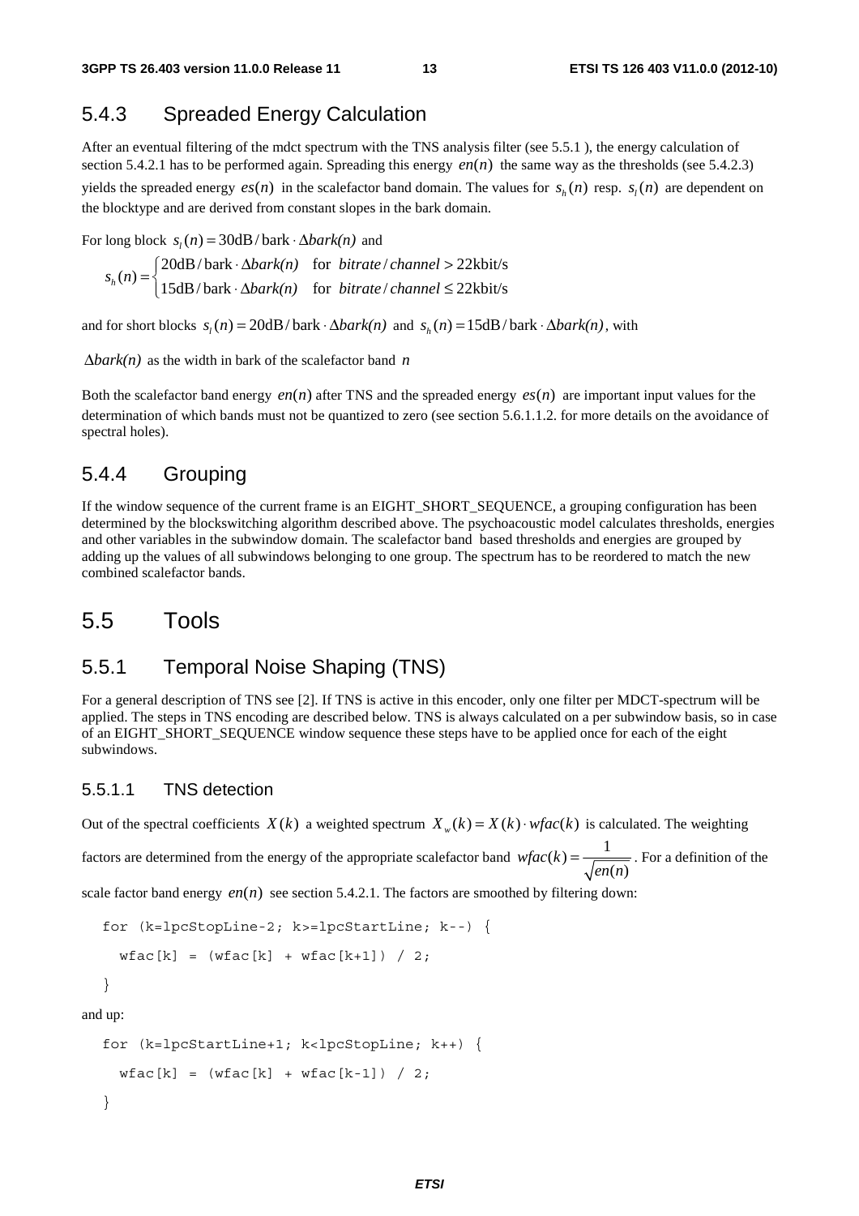## 5.4.3 Spreaded Energy Calculation

After an eventual filtering of the mdct spectrum with the TNS analysis filter (see 5.5.1 ), the energy calculation of section 5.4.2.1 has to be performed again. Spreading this energy $en(n)$ the same way as the thresholds (see 5.4.2.3) yields the spreaded energy $es(n)$ in the scalefactor band domain. The values for $s_h(n)$ resp. $s_l(n)$ are dependent on the blocktype and are derived from constant slopes in the bark domain.

For long block $s_l(n) = 30\text{dB}/\text{bark} \cdot \Delta bark(n)$ and

$$s_h(n) = \begin{cases} 20\text{dB}/\text{bark} \cdot \Delta bark(n) & \text{for } bitrate/channel > 22\text{kbit/s} \\ 15\text{dB}/\text{bark} \cdot \Delta bark(n) & \text{for } bitrate/channel \leq 22\text{kbit/s} \end{cases}$$

and for short blocks $s_l(n) = 20\text{dB}/\text{bark} \cdot \Delta bark(n)$ and $s_h(n) = 15\text{dB}/\text{bark} \cdot \Delta bark(n)$, with

$\Delta bark(n)$ as the width in bark of the scalefactor band $n$

Both the scalefactor band energy $en(n)$ after TNS and the spreaded energy $es(n)$ are important input values for the determination of which bands must not be quantized to zero (see section 5.6.1.1.2. for more details on the avoidance of spectral holes).

## 5.4.4 Grouping

If the window sequence of the current frame is an EIGHT_SHORT_SEQUENCE, a grouping configuration has been determined by the blockswitching algorithm described above. The psychoacoustic model calculates thresholds, energies and other variables in the subwindow domain. The scalefactor band based thresholds and energies are grouped by adding up the values of all subwindows belonging to one group. The spectrum has to be reordered to match the new combined scalefactor bands.

# 5.5 Tools

## 5.5.1 Temporal Noise Shaping (TNS)

For a general description of TNS see [2]. If TNS is active in this encoder, only one filter per MDCT-spectrum will be applied. The steps in TNS encoding are described below. TNS is always calculated on a per subwindow basis, so in case of an EIGHT_SHORT_SEQUENCE window sequence these steps have to be applied once for each of the eight subwindows.

### 5.5.1.1 TNS detection

Out of the spectral coefficients $X(k)$ a weighted spectrum $X_w(k) = X(k) \cdot wfac(k)$ is calculated. The weighting factors are determined from the energy of the appropriate scalefactor band $wfac(k) = \frac{1}{\sqrt{en(n)}}$. For a definition of the scale factor band energy $en(n)$ see section 5.4.2.1. The factors are smoothed by filtering down:

```
for (k=lpcStopLine-2; k>=lpcStartLine; k--) {
  wfac[k] = (wfac[k] + wfac[k+1]) / 2;
}
```

and up:

```
for (k=lpcStartLine+1; k<lpcStopLine; k++) {
  wfac[k] = (wfac[k] + wfac[k-1]) / 2;
}
```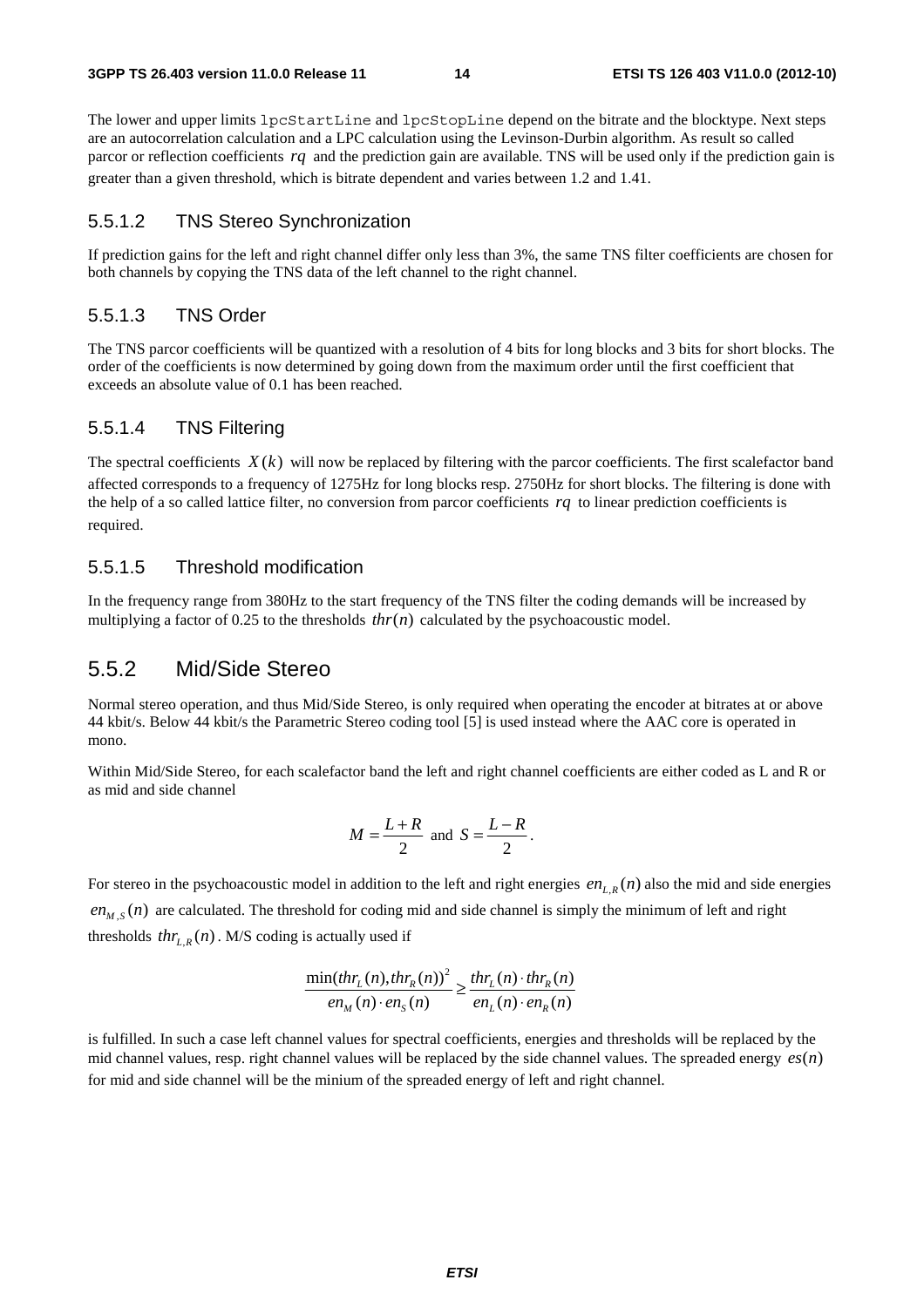The lower and upper limits `lpcStartLine` and `lpcStopLine` depend on the bitrate and the blocktype. Next steps are an autocorrelation calculation and a LPC calculation using the Levinson-Durbin algorithm. As result so called parcor or reflection coefficients $rq$ and the prediction gain are available. TNS will be used only if the prediction gain is greater than a given threshold, which is bitrate dependent and varies between 1.2 and 1.41.

#### 5.5.1.2 TNS Stereo Synchronization

If prediction gains for the left and right channel differ only less than 3%, the same TNS filter coefficients are chosen for both channels by copying the TNS data of the left channel to the right channel.

#### 5.5.1.3 TNS Order

The TNS parcor coefficients will be quantized with a resolution of 4 bits for long blocks and 3 bits for short blocks. The order of the coefficients is now determined by going down from the maximum order until the first coefficient that exceeds an absolute value of 0.1 has been reached.

#### 5.5.1.4 TNS Filtering

The spectral coefficients $X(k)$ will now be replaced by filtering with the parcor coefficients. The first scalefactor band affected corresponds to a frequency of 1275Hz for long blocks resp. 2750Hz for short blocks. The filtering is done with the help of a so called lattice filter, no conversion from parcor coefficients $rq$ to linear prediction coefficients is required.

#### 5.5.1.5 Threshold modification

In the frequency range from 380Hz to the start frequency of the TNS filter the coding demands will be increased by multiplying a factor of 0.25 to the thresholds $thr(n)$ calculated by the psychoacoustic model.

### 5.5.2 Mid/Side Stereo

Normal stereo operation, and thus Mid/Side Stereo, is only required when operating the encoder at bitrates at or above 44 kbit/s. Below 44 kbit/s the Parametric Stereo coding tool [5] is used instead where the AAC core is operated in mono.

Within Mid/Side Stereo, for each scalefactor band the left and right channel coefficients are either coded as L and R or as mid and side channel

$$M = \frac{L+R}{2} \text{ and } S = \frac{L-R}{2}.$$

For stereo in the psychoacoustic model in addition to the left and right energies $en_{L,R}(n)$ also the mid and side energies $en_{M,S}(n)$ are calculated. The threshold for coding mid and side channel is simply the minimum of left and right thresholds $thr_{L,R}(n)$. M/S coding is actually used if

$$\frac{\min(thr_L(n), thr_R(n))^2}{en_M(n) \cdot en_S(n)} \geq \frac{thr_L(n) \cdot thr_R(n)}{en_L(n) \cdot en_R(n)}$$

is fulfilled. In such a case left channel values for spectral coefficients, energies and thresholds will be replaced by the mid channel values, resp. right channel values will be replaced by the side channel values. The spreaded energy $es(n)$ for mid and side channel will be the minium of the spreaded energy of left and right channel.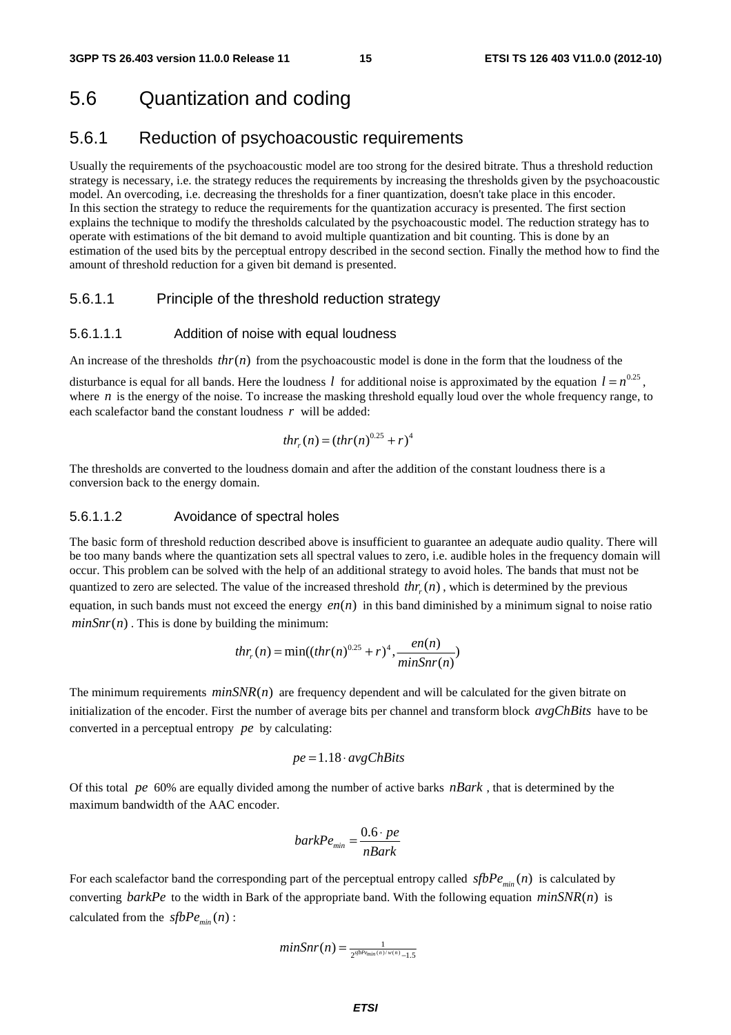# 5.6 Quantization and coding

## 5.6.1 Reduction of psychoacoustic requirements

Usually the requirements of the psychoacoustic model are too strong for the desired bitrate. Thus a threshold reduction strategy is necessary, i.e. the strategy reduces the requirements by increasing the thresholds given by the psychoacoustic model. An overcoding, i.e. decreasing the thresholds for a finer quantization, doesn't take place in this encoder. In this section the strategy to reduce the requirements for the quantization accuracy is presented. The first section explains the technique to modify the thresholds calculated by the psychoacoustic model. The reduction strategy has to operate with estimations of the bit demand to avoid multiple quantization and bit counting. This is done by an estimation of the used bits by the perceptual entropy described in the second section. Finally the method how to find the amount of threshold reduction for a given bit demand is presented.

### 5.6.1.1 Principle of the threshold reduction strategy

#### 5.6.1.1.1 Addition of noise with equal loudness

An increase of the thresholds $thr(n)$ from the psychoacoustic model is done in the form that the loudness of the disturbance is equal for all bands. Here the loudness $l$ for additional noise is approximated by the equation $l = n^{0.25}$, where $n$ is the energy of the noise. To increase the masking threshold equally loud over the whole frequency range, to each scalefactor band the constant loudness $r$ will be added:

$$thr_r(n) = (thr(n)^{0.25} + r)^4$$

The thresholds are converted to the loudness domain and after the addition of the constant loudness there is a conversion back to the energy domain.

#### 5.6.1.1.2 Avoidance of spectral holes

The basic form of threshold reduction described above is insufficient to guarantee an adequate audio quality. There will be too many bands where the quantization sets all spectral values to zero, i.e. audible holes in the frequency domain will occur. This problem can be solved with the help of an additional strategy to avoid holes. The bands that must not be quantized to zero are selected. The value of the increased threshold $thr_r(n)$, which is determined by the previous equation, in such bands must not exceed the energy $en(n)$ in this band diminished by a minimum signal to noise ratio $minSnr(n)$. This is done by building the minimum:

$$thr_r(n) = \min((thr(n)^{0.25} + r)^4, \frac{en(n)}{minSnr(n)})$$

The minimum requirements $minSNR(n)$ are frequency dependent and will be calculated for the given bitrate on initialization of the encoder. First the number of average bits per channel and transform block $avgChBits$ have to be converted in a perceptual entropy $pe$ by calculating:

$$pe = 1.18 \cdot avgChBits$$

Of this total $pe$ 60% are equally divided among the number of active barks $nBark$, that is determined by the maximum bandwidth of the AAC encoder.

$$barkPe_{min} = \frac{0.6 \cdot pe}{nBark}$$

For each scalefactor band the corresponding part of the perceptual entropy called $sfbPe_{min}(n)$ is calculated by converting $barkPe$ to the width in Bark of the appropriate band. With the following equation $minSNR(n)$ is calculated from the $sfbPe_{min}(n)$:

$$minSnr(n) = \frac{1}{2^{sfbPe_{min}(n)/w(n)} - 1.5}$$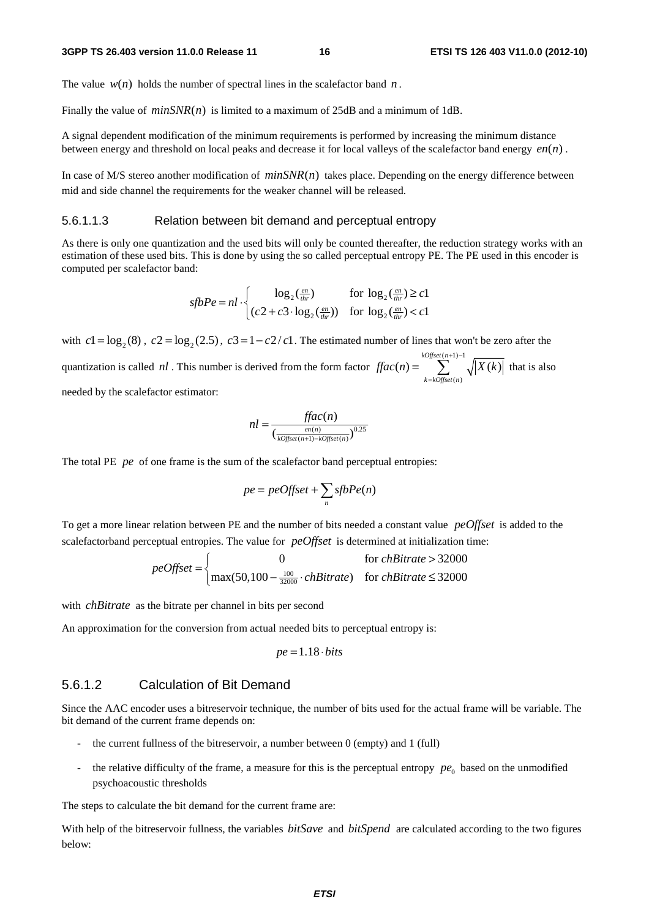The value $w(n)$ holds the number of spectral lines in the scalefactor band $n$.

Finally the value of $minSNR(n)$ is limited to a maximum of 25dB and a minimum of 1dB.

A signal dependent modification of the minimum requirements is performed by increasing the minimum distance between energy and threshold on local peaks and decrease it for local valleys of the scalefactor band energy $en(n)$.

In case of M/S stereo another modification of $minSNR(n)$ takes place. Depending on the energy difference between mid and side channel the requirements for the weaker channel will be released.

#### 5.6.1.1.3 Relation between bit demand and perceptual entropy

As there is only one quantization and the used bits will only be counted thereafter, the reduction strategy works with an estimation of these used bits. This is done by using the so called perceptual entropy PE. The PE used in this encoder is computed per scalefactor band:

$$sfbPe = nl \cdot \begin{cases} \log_2(\frac{en}{thr}) & \text{for } \log_2(\frac{en}{thr}) \geq c1 \\ (c2 + c3 \cdot \log_2(\frac{en}{thr})) & \text{for } \log_2(\frac{en}{thr}) < c1 \end{cases}$$

with $c1 = \log_2(8)$, $c2 = \log_2(2.5)$, $c3 = 1 - c2/c1$. The estimated number of lines that won't be zero after the quantization is called $nl$. This number is derived from the form factor $ffac(n) = \sum_{k=kOffset(n)}^{kOffset(n+1)-1} \sqrt{|X(k)|}$ that is also needed by the scalefactor estimator:

$$nl = \frac{ffac(n)}{(\frac{en(n)}{kOffset(n+1) - kOffset(n)})^{0.25}}$$

The total PE $pe$ of one frame is the sum of the scalefactor band perceptual entropies:

$$pe = peOffset + \sum_n sfbPe(n)$$

To get a more linear relation between PE and the number of bits needed a constant value $peOffset$ is added to the scalefactorband perceptual entropies. The value for $peOffset$ is determined at initialization time:

$$peOffset = \begin{cases} 0 & \text{for } chBitrate > 32000 \\ \max(50, 100 - \frac{100}{32000} \cdot chBitrate) & \text{for } chBitrate \leq 32000 \end{cases}$$

with $chBitrate$ as the bitrate per channel in bits per second

An approximation for the conversion from actual needed bits to perceptual entropy is:

$$pe = 1.18 \cdot bits$$

### 5.6.1.2 Calculation of Bit Demand

Since the AAC encoder uses a bitreservoir technique, the number of bits used for the actual frame will be variable. The bit demand of the current frame depends on:

- the current fullness of the bitreservoir, a number between 0 (empty) and 1 (full)
- the relative difficulty of the frame, a measure for this is the perceptual entropy $pe_0$ based on the unmodified psychoacoustic thresholds

The steps to calculate the bit demand for the current frame are:

With help of the bitreservoir fullness, the variables $bitSave$ and $bitSpend$ are calculated according to the two figures below: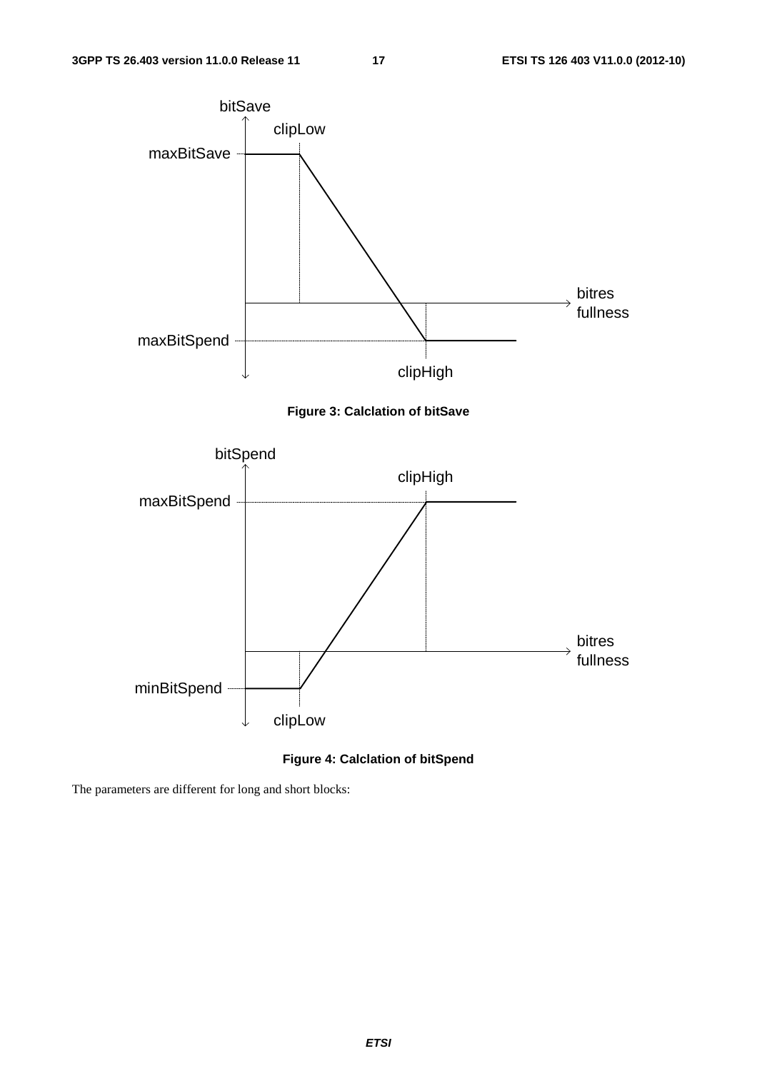Figure 3: Calclation of bitSave

Figure 4: Calclation of bitSpend

The parameters are different for long and short blocks: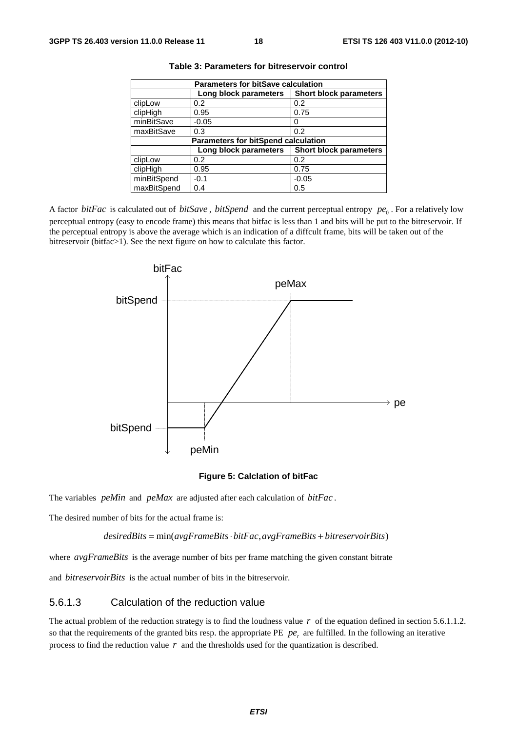**Table 3: Parameters for bitreservoir control**

| Parameters for bitSave calculation | | |
|---|---|---|
| | **Long block parameters** | **Short block parameters** |
| clipLow | 0.2 | 0.2 |
| clipHigh | 0.95 | 0.75 |
| minBitSave | -0.05 | 0 |
| maxBitSave | 0.3 | 0.2 |
| **Parameters for bitSpend calculation** | | |
| | **Long block parameters** | **Short block parameters** |
| clipLow | 0.2 | 0.2 |
| clipHigh | 0.95 | 0.75 |
| minBitSpend | -0.1 | -0.05 |
| maxBitSpend | 0.4 | 0.5 |

A factor $bitFac$ is calculated out of $bitSave$, $bitSpend$ and the current perceptual entropy $pe_0$. For a relatively low perceptual entropy (easy to encode frame) this means that bitfac is less than 1 and bits will be put to the bitreservoir. If the perceptual entropy is above the average which is an indication of a diffcult frame, bits will be taken out of the bitreservoir (bitfac>1). See the next figure on how to calculate this factor.

**Figure 5: Calclation of bitFac**

The variables $peMin$ and $peMax$ are adjusted after each calculation of $bitFac$.

The desired number of bits for the actual frame is:

$$desiredBits = \min(avgFrameBits \cdot bitFac, avgFrameBits + bitreservoirBits)$$

where $avgFrameBits$ is the average number of bits per frame matching the given constant bitrate

and $bitreservoirBits$ is the actual number of bits in the bitreservoir.

### 5.6.1.3 Calculation of the reduction value

The actual problem of the reduction strategy is to find the loudness value $r$ of the equation defined in section 5.6.1.1.2. so that the requirements of the granted bits resp. the appropriate PE $pe_r$ are fulfilled. In the following an iterative process to find the reduction value $r$ and the thresholds used for the quantization is described.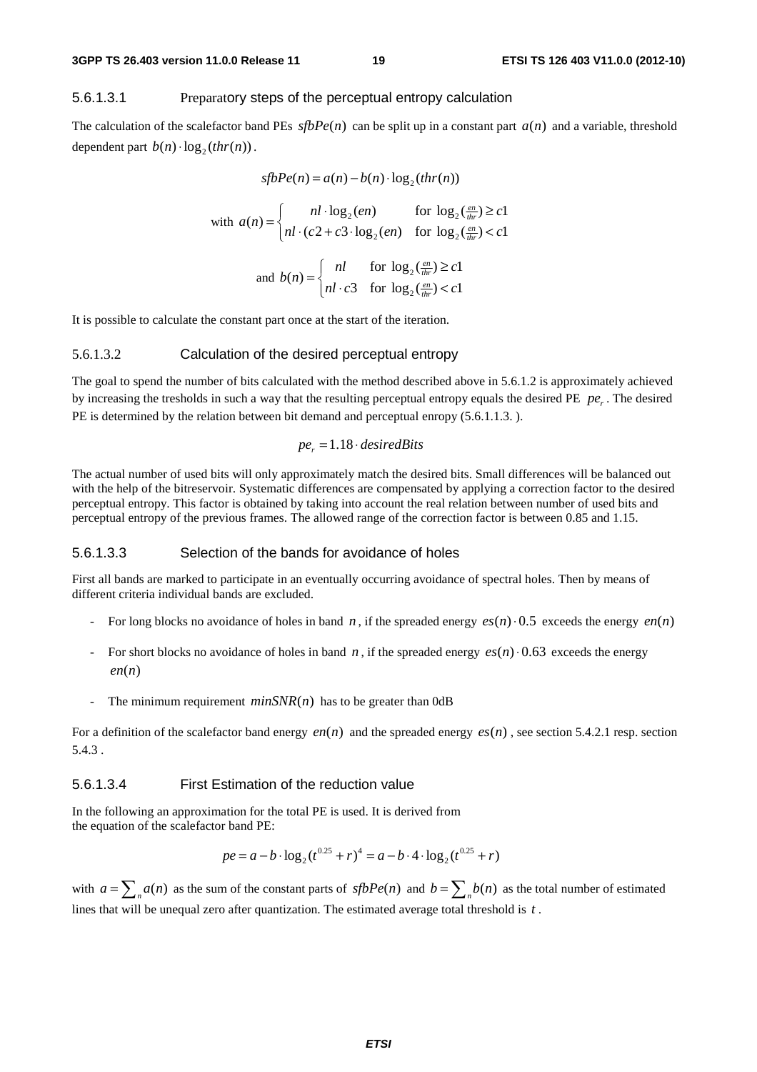#### 5.6.1.3.1 Preparatory steps of the perceptual entropy calculation

The calculation of the scalefactor band PEs $sfbPe(n)$ can be split up in a constant part $a(n)$ and a variable, threshold dependent part $b(n) \cdot \log_2(thr(n))$.

$$sfbPe(n) = a(n) - b(n) \cdot \log_2(thr(n))$$

$$\text{with } a(n) = \begin{cases} nl \cdot \log_2(en) & \text{for } \log_2(\frac{en}{thr}) \geq c1 \\ nl \cdot (c2 + c3 \cdot \log_2(en)) & \text{for } \log_2(\frac{en}{thr}) < c1 \end{cases}$$

$$\text{and } b(n) = \begin{cases} nl & \text{for } \log_2(\frac{en}{thr}) \geq c1 \\ nl \cdot c3 & \text{for } \log_2(\frac{en}{thr}) < c1 \end{cases}$$

It is possible to calculate the constant part once at the start of the iteration.

#### 5.6.1.3.2 Calculation of the desired perceptual entropy

The goal to spend the number of bits calculated with the method described above in 5.6.1.2 is approximately achieved by increasing the tresholds in such a way that the resulting perceptual entropy equals the desired PE $pe_r$. The desired PE is determined by the relation between bit demand and perceptual enropy (5.6.1.1.3. ).

$$pe_r = 1.18 \cdot desiredBits$$

The actual number of used bits will only approximately match the desired bits. Small differences will be balanced out with the help of the bitreservoir. Systematic differences are compensated by applying a correction factor to the desired perceptual entropy. This factor is obtained by taking into account the real relation between number of used bits and perceptual entropy of the previous frames. The allowed range of the correction factor is between 0.85 and 1.15.

#### 5.6.1.3.3 Selection of the bands for avoidance of holes

First all bands are marked to participate in an eventually occurring avoidance of spectral holes. Then by means of different criteria individual bands are excluded.

- For long blocks no avoidance of holes in band $n$, if the spreaded energy $es(n) \cdot 0.5$ exceeds the energy $en(n)$
- For short blocks no avoidance of holes in band $n$, if the spreaded energy $es(n) \cdot 0.63$ exceeds the energy $en(n)$
- The minimum requirement $minSNR(n)$ has to be greater than 0dB

For a definition of the scalefactor band energy $en(n)$ and the spreaded energy $es(n)$, see section 5.4.2.1 resp. section 5.4.3 .

#### 5.6.1.3.4 First Estimation of the reduction value

In the following an approximation for the total PE is used. It is derived from the equation of the scalefactor band PE:

$$pe = a - b \cdot \log_2(t^{0.25} + r)^4 = a - b \cdot 4 \cdot \log_2(t^{0.25} + r)$$

with $a = \sum_n a(n)$ as the sum of the constant parts of $sfbPe(n)$ and $b = \sum_n b(n)$ as the total number of estimated lines that will be unequal zero after quantization. The estimated average total threshold is $t$.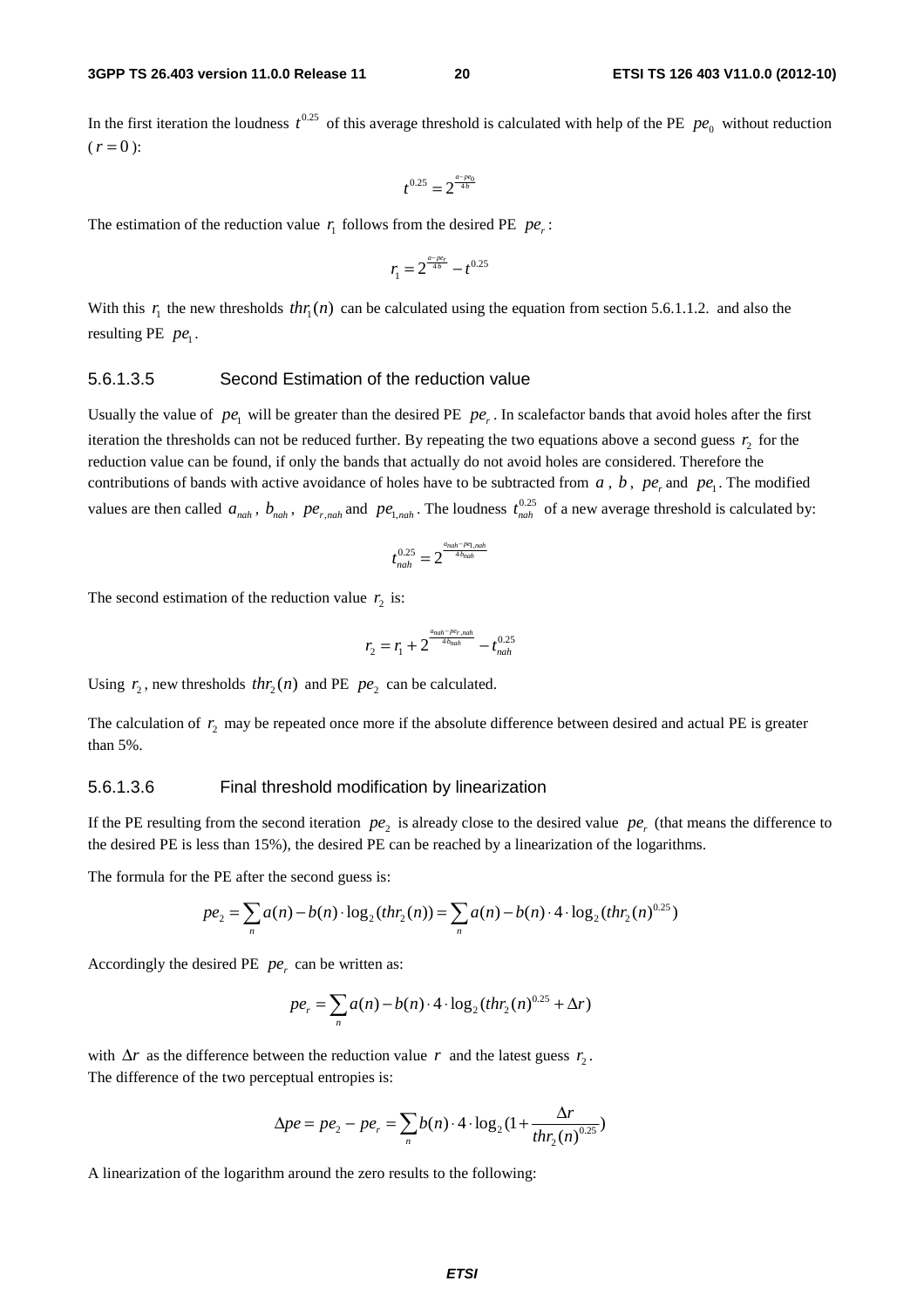In the first iteration the loudness $t^{0.25}$ of this average threshold is calculated with help of the PE $pe_0$ without reduction ($r = 0$):

$$t^{0.25} = 2^{\frac{a - pe_0}{4b}}$$

The estimation of the reduction value $r_1$ follows from the desired PE $pe_r$:

$$r_1 = 2^{\frac{a - pe_r}{4b}} - t^{0.25}$$

With this $r_1$ the new thresholds $thr_1(n)$ can be calculated using the equation from section 5.6.1.1.2. and also the resulting PE $pe_1$.

### 5.6.1.3.5 Second Estimation of the reduction value

Usually the value of $pe_1$ will be greater than the desired PE $pe_r$. In scalefactor bands that avoid holes after the first iteration the thresholds can not be reduced further. By repeating the two equations above a second guess $r_2$ for the reduction value can be found, if only the bands that actually do not avoid holes are considered. Therefore the contributions of bands with active avoidance of holes have to be subtracted from $a$, $b$, $pe_r$ and $pe_1$. The modified values are then called $a_{nah}$, $b_{nah}$, $pe_{r,nah}$ and $pe_{1,nah}$. The loudness $t_{nah}^{0.25}$ of a new average threshold is calculated by:

$$t_{nah}^{0.25} = 2^{\frac{a_{nah} - pe_{1,nah}}{4b_{nah}}}$$

The second estimation of the reduction value $r_2$ is:

$$r_2 = r_1 + 2^{\frac{a_{nah} - pe_{r,nah}}{4b_{nah}}} - t_{nah}^{0.25}$$

Using $r_2$, new thresholds $thr_2(n)$ and PE $pe_2$ can be calculated.

The calculation of $r_2$ may be repeated once more if the absolute difference between desired and actual PE is greater than 5%.

### 5.6.1.3.6 Final threshold modification by linearization

If the PE resulting from the second iteration $pe_2$ is already close to the desired value $pe_r$ (that means the difference to the desired PE is less than 15%), the desired PE can be reached by a linearization of the logarithms.

The formula for the PE after the second guess is:

$$pe_2 = \sum_n a(n) - b(n) \cdot \log_2(thr_2(n)) = \sum_n a(n) - b(n) \cdot 4 \cdot \log_2(thr_2(n)^{0.25})$$

Accordingly the desired PE $pe_r$ can be written as:

$$pe_r = \sum_n a(n) - b(n) \cdot 4 \cdot \log_2(thr_2(n)^{0.25} + \Delta r)$$

with $\Delta r$ as the difference between the reduction value $r$ and the latest guess $r_2$.
The difference of the two perceptual entropies is:

$$\Delta pe = pe_2 - pe_r = \sum_n b(n) \cdot 4 \cdot \log_2(1 + \frac{\Delta r}{thr_2(n)^{0.25}})$$

A linearization of the logarithm around the zero results to the following: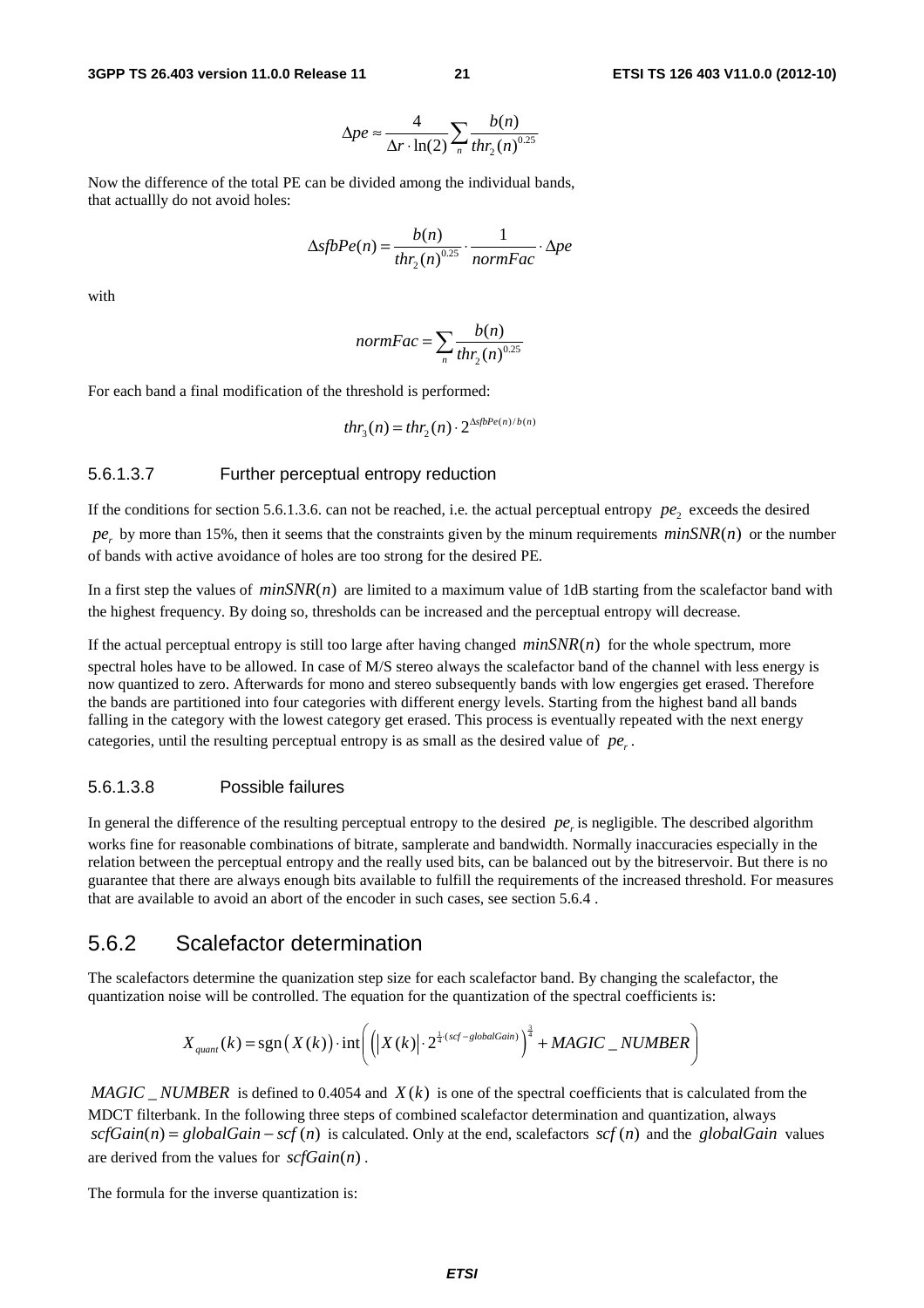$$\Delta pe \approx \frac{4}{\Delta r \cdot \ln(2)} \sum_n \frac{b(n)}{thr_2(n)^{0.25}}$$

Now the difference of the total PE can be divided among the individual bands, that actuallly do not avoid holes:

$$\Delta sfbPe(n) = \frac{b(n)}{thr_2(n)^{0.25}} \cdot \frac{1}{normFac} \cdot \Delta pe$$

with

$$normFac = \sum_n \frac{b(n)}{thr_2(n)^{0.25}}$$

For each band a final modification of the threshold is performed:

$$thr_3(n) = thr_2(n) \cdot 2^{\Delta sfbPe(n)/b(n)}$$

#### 5.6.1.3.7 Further perceptual entropy reduction

If the conditions for section 5.6.1.3.6. can not be reached, i.e. the actual perceptual entropy $pe_2$ exceeds the desired $pe_r$ by more than 15%, then it seems that the constraints given by the minum requirements $minSNR(n)$ or the number of bands with active avoidance of holes are too strong for the desired PE.

In a first step the values of $minSNR(n)$ are limited to a maximum value of 1dB starting from the scalefactor band with the highest frequency. By doing so, thresholds can be increased and the perceptual entropy will decrease.

If the actual perceptual entropy is still too large after having changed $minSNR(n)$ for the whole spectrum, more spectral holes have to be allowed. In case of M/S stereo always the scalefactor band of the channel with less energy is now quantized to zero. Afterwards for mono and stereo subsequently bands with low engergies get erased. Therefore the bands are partitioned into four categories with different energy levels. Starting from the highest band all bands falling in the category with the lowest category get erased. This process is eventually repeated with the next energy categories, until the resulting perceptual entropy is as small as the desired value of $pe_r$.

#### 5.6.1.3.8 Possible failures

In general the difference of the resulting perceptual entropy to the desired $pe_r$ is negligible. The described algorithm works fine for reasonable combinations of bitrate, samplerate and bandwidth. Normally inaccuracies especially in the relation between the perceptual entropy and the really used bits, can be balanced out by the bitreservoir. But there is no guarantee that there are always enough bits available to fulfill the requirements of the increased threshold. For measures that are available to avoid an abort of the encoder in such cases, see section 5.6.4 .

### 5.6.2 Scalefactor determination

The scalefactors determine the quanization step size for each scalefactor band. By changing the scalefactor, the quantization noise will be controlled. The equation for the quantization of the spectral coefficients is:

$$X_{quant}(k) = \text{sgn}\left(X(k)\right) \cdot \text{int}\left(\left(\left|X(k)\right| \cdot 2^{\frac{1}{4}(scf - globalGain)}\right)^{\frac{3}{4}} + MAGIC\_NUMBER\right)$$

$MAGIC\_NUMBER$ is defined to 0.4054 and $X(k)$ is one of the spectral coefficients that is calculated from the MDCT filterbank. In the following three steps of combined scalefactor determination and quantization, always $scfGain(n) = globalGain - scf(n)$ is calculated. Only at the end, scalefactors $scf(n)$ and the $globalGain$ values are derived from the values for $scfGain(n)$.

The formula for the inverse quantization is: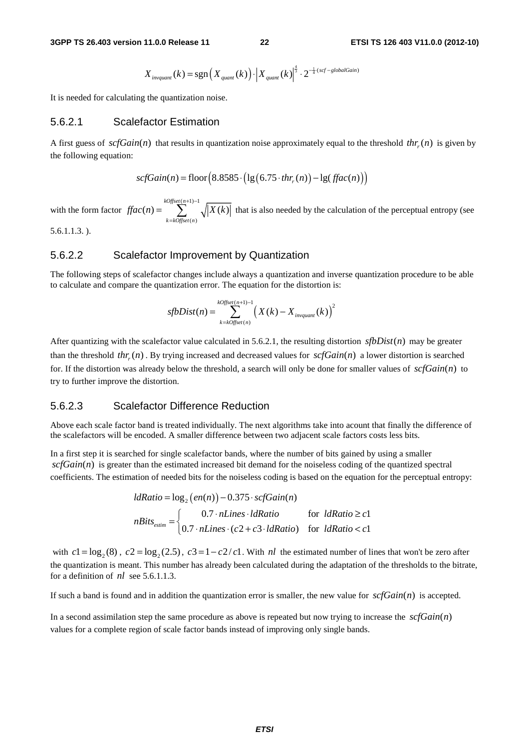$$X_{invquant}(k) = \text{sgn}\left(X_{quant}(k)\right) \cdot \left|X_{quant}(k)\right|^{\frac{4}{3}} \cdot 2^{-\frac{1}{4}(scf - globalGain)}$$

It is needed for calculating the quantization noise.

### 5.6.2.1 Scalefactor Estimation

A first guess of $scfGain(n)$ that results in quantization noise approximately equal to the threshold $thr_r(n)$ is given by the following equation:

$$scfGain(n) = \text{floor}\left(8.8585 \cdot \left(\lg\left(6.75 \cdot thr_r(n)\right) - \lg(ffac(n))\right)\right)$$

with the form factor $ffac(n) = \sum_{k=kOffset(n)}^{kOffset(n+1)-1} \sqrt{|X(k)|}$ that is also needed by the calculation of the perceptual entropy (see 5.6.1.1.3. ).

### 5.6.2.2 Scalefactor Improvement by Quantization

The following steps of scalefactor changes include always a quantization and inverse quantization procedure to be able to calculate and compare the quantization error. The equation for the distortion is:

$$sfbDist(n) = \sum_{k=kOffset(n)}^{kOffset(n+1)-1} \left(X(k) - X_{invquant}(k)\right)^2$$

After quantizing with the scalefactor value calculated in 5.6.2.1, the resulting distortion $sfbDist(n)$ may be greater than the threshold $thr_r(n)$. By trying increased and decreased values for $scfGain(n)$ a lower distortion is searched for. If the distortion was already below the threshold, a search will only be done for smaller values of $scfGain(n)$ to try to further improve the distortion.

### 5.6.2.3 Scalefactor Difference Reduction

Above each scale factor band is treated individually. The next algorithms take into acount that finally the difference of the scalefactors will be encoded. A smaller difference between two adjacent scale factors costs less bits.

In a first step it is searched for single scalefactor bands, where the number of bits gained by using a smaller $scfGain(n)$ is greater than the estimated increased bit demand for the noiseless coding of the quantized spectral coefficients. The estimation of needed bits for the noiseless coding is based on the equation for the perceptual entropy:

$$ldRatio = \log_2\left(en(n)\right) - 0.375 \cdot scfGain(n)$$

$$nBits_{estim} = \begin{cases} 0.7 \cdot nLines \cdot ldRatio & \text{for } ldRatio \geq c1 \\ 0.7 \cdot nLines \cdot (c2 + c3 \cdot ldRatio) & \text{for } ldRatio < c1 \end{cases}$$

with $c1 = \log_2(8)$, $c2 = \log_2(2.5)$, $c3 = 1 - c2/c1$. With $nl$ the estimated number of lines that won't be zero after the quantization is meant. This number has already been calculated during the adaptation of the thresholds to the bitrate, for a definition of $nl$ see 5.6.1.1.3.

If such a band is found and in addition the quantization error is smaller, the new value for $scfGain(n)$ is accepted.

In a second assimilation step the same procedure as above is repeated but now trying to increase the $scfGain(n)$ values for a complete region of scale factor bands instead of improving only single bands.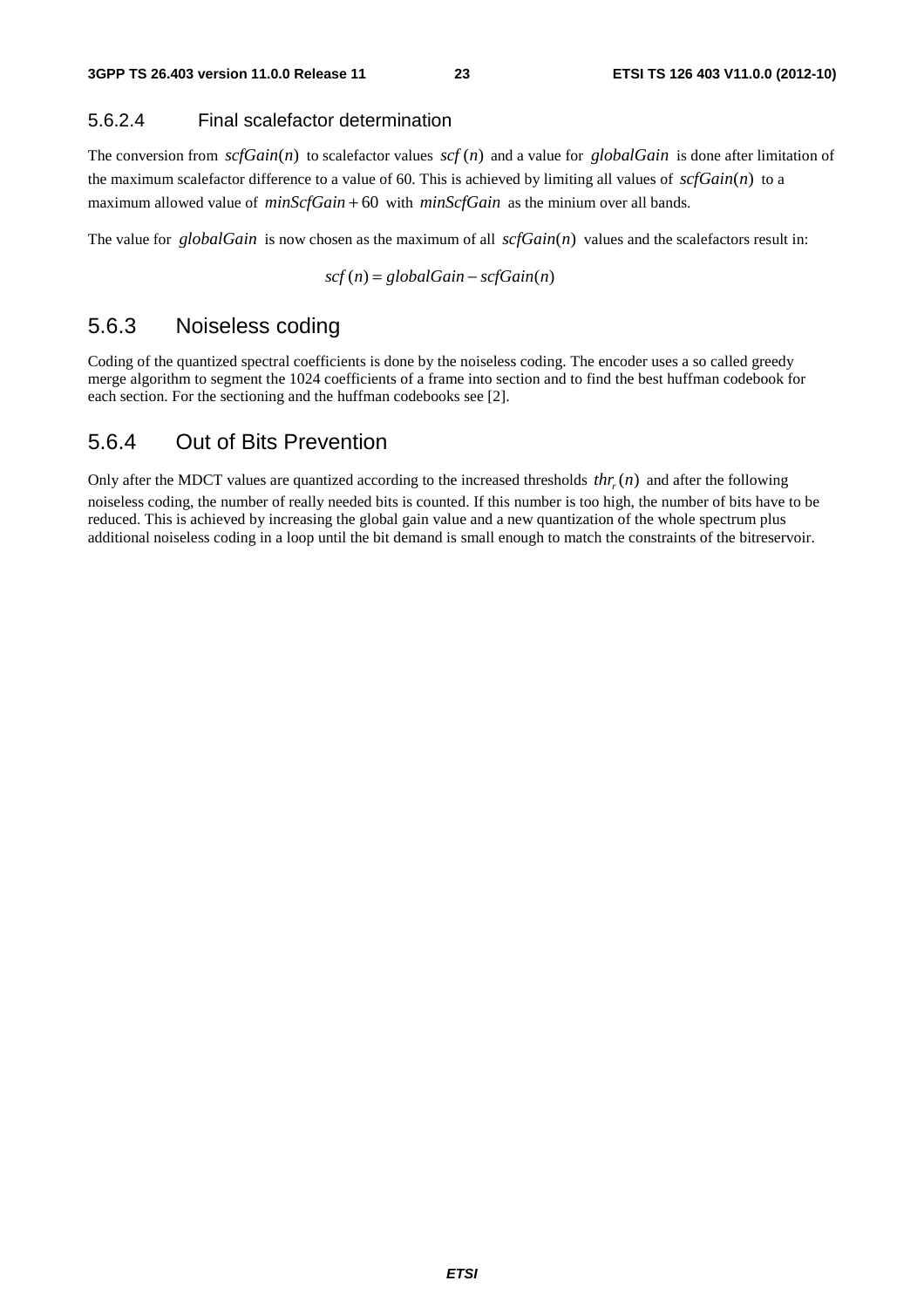#### 5.6.2.4 Final scalefactor determination

The conversion from $scfGain(n)$ to scalefactor values $scf(n)$ and a value for $globalGain$ is done after limitation of the maximum scalefactor difference to a value of 60. This is achieved by limiting all values of $scfGain(n)$ to a maximum allowed value of $minScfGain + 60$ with $minScfGain$ as the minium over all bands.

The value for $globalGain$ is now chosen as the maximum of all $scfGain(n)$ values and the scalefactors result in:

$$scf(n) = globalGain - scfGain(n)$$

### 5.6.3 Noiseless coding

Coding of the quantized spectral coefficients is done by the noiseless coding. The encoder uses a so called greedy merge algorithm to segment the 1024 coefficients of a frame into section and to find the best huffman codebook for each section. For the sectioning and the huffman codebooks see [2].

### 5.6.4 Out of Bits Prevention

Only after the MDCT values are quantized according to the increased thresholds $thr_r(n)$ and after the following noiseless coding, the number of really needed bits is counted. If this number is too high, the number of bits have to be reduced. This is achieved by increasing the global gain value and a new quantization of the whole spectrum plus additional noiseless coding in a loop until the bit demand is small enough to match the constraints of the bitreservoir.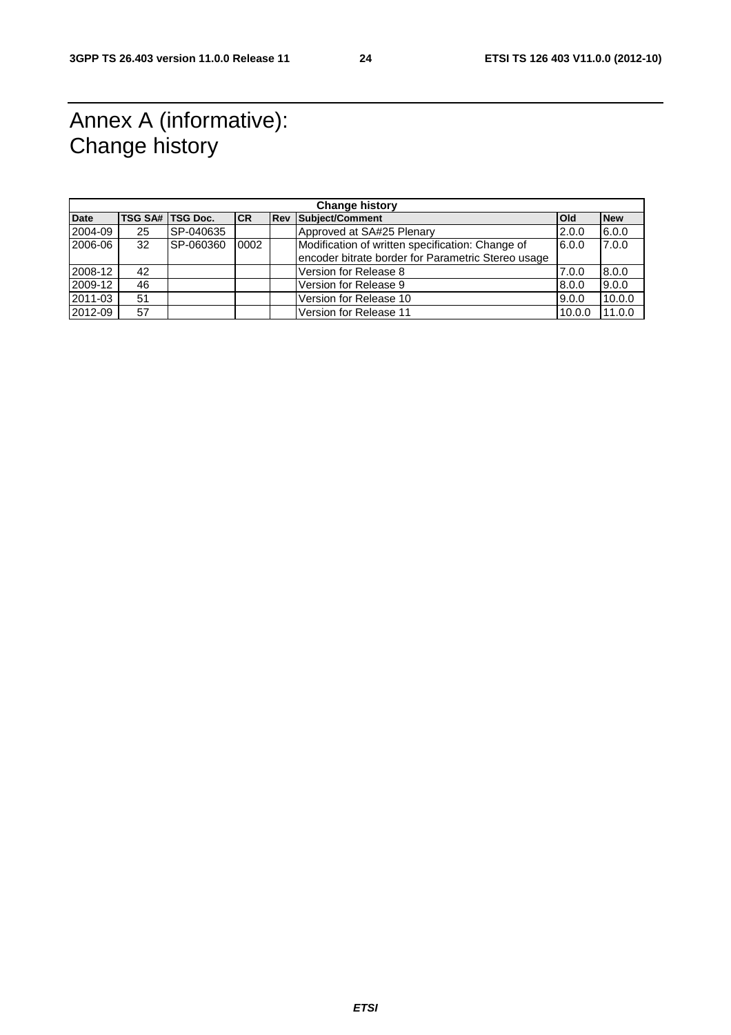# Annex A (informative): Change history

| Change history | | | | | | | |
|---|---|---|---|---|---|---|---|
| **Date** | **TSG SA#** | **TSG Doc.** | **CR** | **Rev** | **Subject/Comment** | **Old** | **New** |
| 2004-09 | 25 | SP-040635 | | | Approved at SA#25 Plenary | 2.0.0 | 6.0.0 |
| 2006-06 | 32 | SP-060360 | 0002 | | Modification of written specification: Change of encoder bitrate border for Parametric Stereo usage | 6.0.0 | 7.0.0 |
| 2008-12 | 42 | | | | Version for Release 8 | 7.0.0 | 8.0.0 |
| 2009-12 | 46 | | | | Version for Release 9 | 8.0.0 | 9.0.0 |
| 2011-03 | 51 | | | | Version for Release 10 | 9.0.0 | 10.0.0 |
| 2012-09 | 57 | | | | Version for Release 11 | 10.0.0 | 11.0.0 |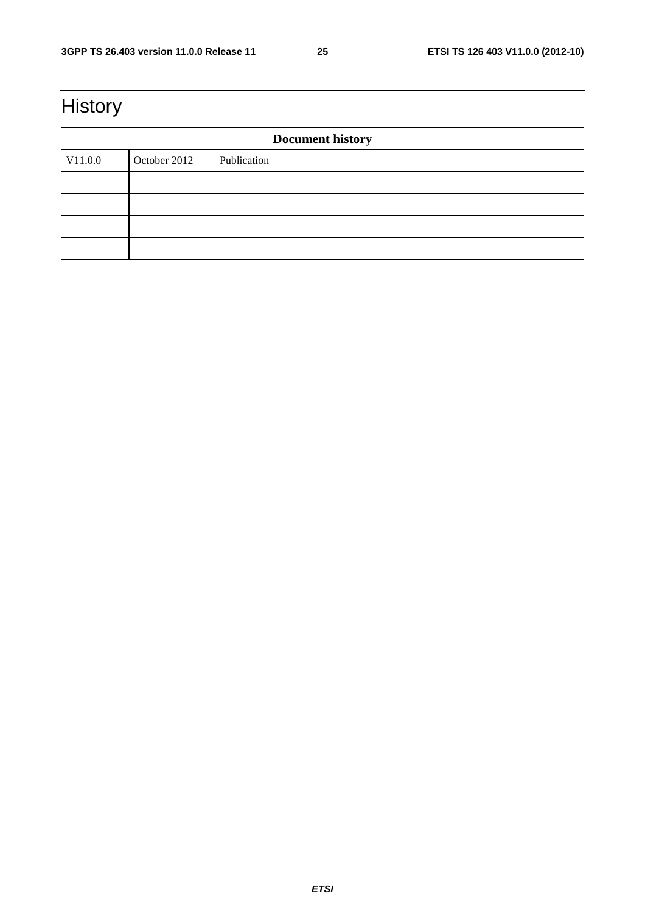# History

| Document history | | |
|---|---|---|
| V11.0.0 | October 2012 | Publication |
| | | |
| | | |
| | | |
| | | |